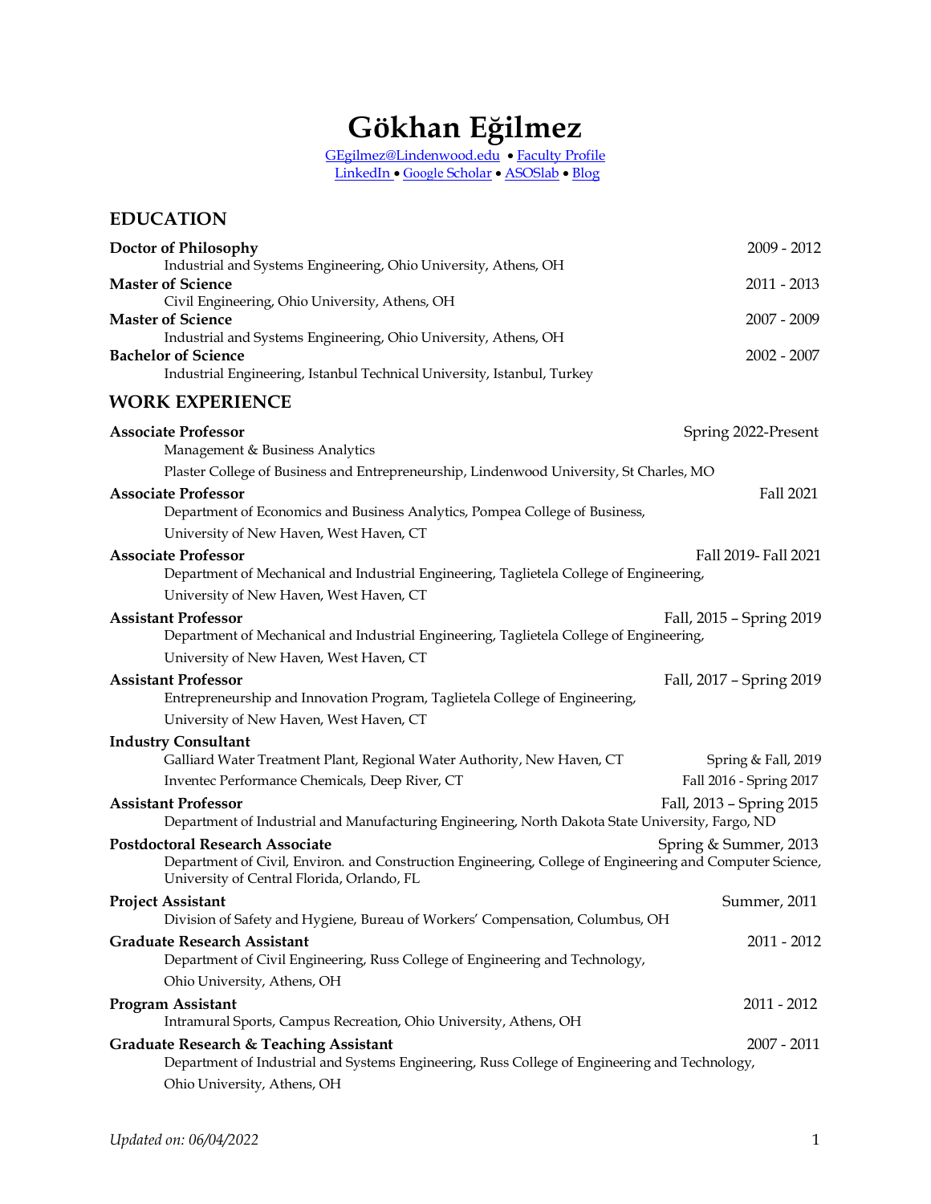# Gökhan Eğilmez

GEgilmez@Lindenwood.edu • Faculty Profile
LinkedIn • Google Scholar • ASOSlab • Blog

## EDUCATION

**Doctor of Philosophy** 2009 - 2012
Industrial and Systems Engineering, Ohio University, Athens, OH

**Master of Science** 2011 - 2013
Civil Engineering, Ohio University, Athens, OH

**Master of Science** 2007 - 2009
Industrial and Systems Engineering, Ohio University, Athens, OH

**Bachelor of Science** 2002 - 2007
Industrial Engineering, Istanbul Technical University, Istanbul, Turkey

## WORK EXPERIENCE

**Associate Professor** Spring 2022-Present
Management & Business Analytics
Plaster College of Business and Entrepreneurship, Lindenwood University, St Charles, MO

**Associate Professor** Fall 2021
Department of Economics and Business Analytics, Pompea College of Business,
University of New Haven, West Haven, CT

**Associate Professor** Fall 2019- Fall 2021
Department of Mechanical and Industrial Engineering, Taglietela College of Engineering,
University of New Haven, West Haven, CT

**Assistant Professor** Fall, 2015 – Spring 2019
Department of Mechanical and Industrial Engineering, Taglietela College of Engineering,
University of New Haven, West Haven, CT

**Assistant Professor** Fall, 2017 – Spring 2019
Entrepreneurship and Innovation Program, Taglietela College of Engineering,
University of New Haven, West Haven, CT

**Industry Consultant**
Galliard Water Treatment Plant, Regional Water Authority, New Haven, CT Spring & Fall, 2019
Inventec Performance Chemicals, Deep River, CT Fall 2016 - Spring 2017

**Assistant Professor** Fall, 2013 – Spring 2015
Department of Industrial and Manufacturing Engineering, North Dakota State University, Fargo, ND

**Postdoctoral Research Associate** Spring & Summer, 2013
Department of Civil, Environ. and Construction Engineering, College of Engineering and Computer Science, University of Central Florida, Orlando, FL

**Project Assistant** Summer, 2011
Division of Safety and Hygiene, Bureau of Workers' Compensation, Columbus, OH

**Graduate Research Assistant** 2011 - 2012
Department of Civil Engineering, Russ College of Engineering and Technology,
Ohio University, Athens, OH

**Program Assistant** 2011 - 2012
Intramural Sports, Campus Recreation, Ohio University, Athens, OH

**Graduate Research & Teaching Assistant** 2007 - 2011
Department of Industrial and Systems Engineering, Russ College of Engineering and Technology,
Ohio University, Athens, OH

*Updated on: 06/04/2022*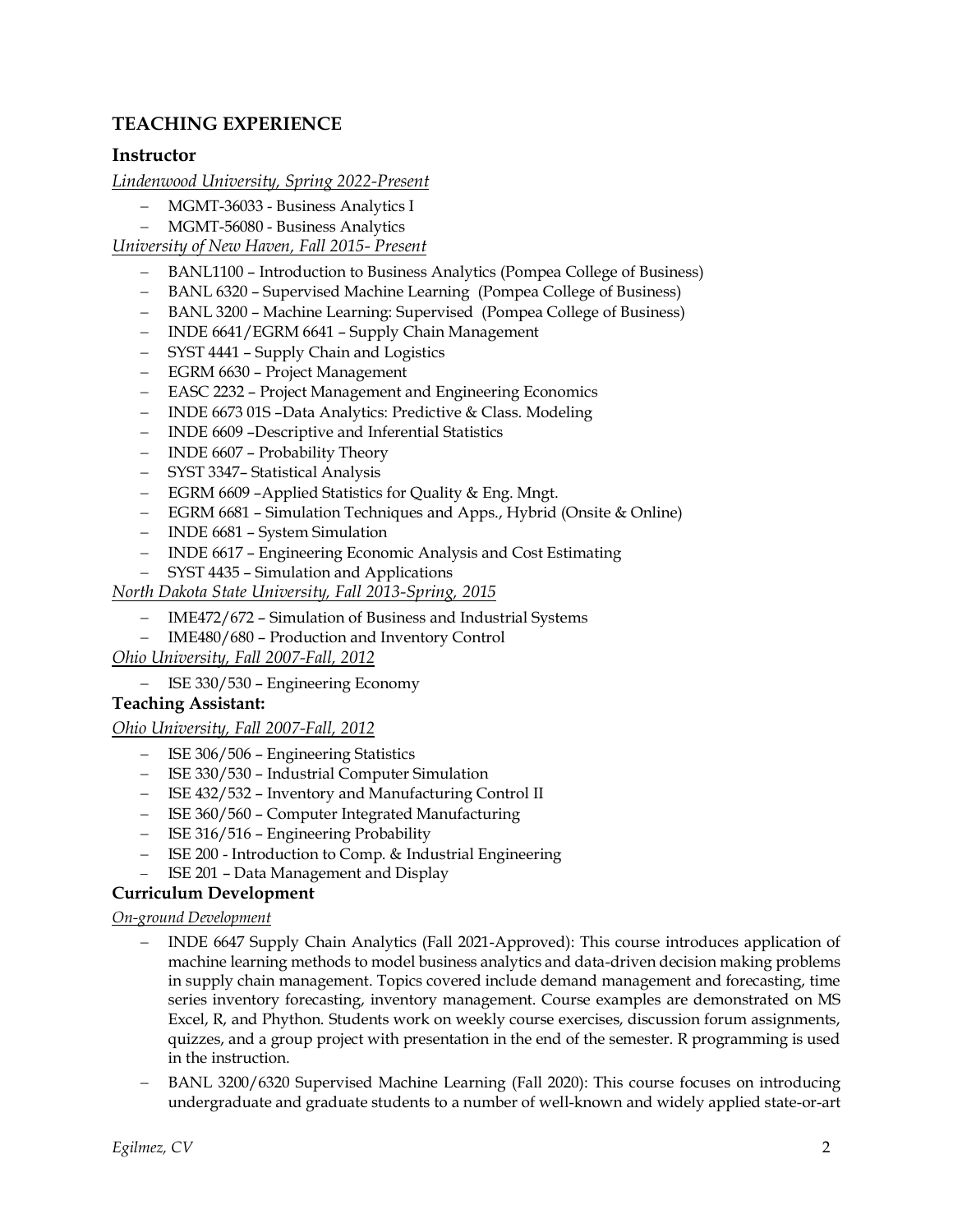## TEACHING EXPERIENCE

### Instructor

*Lindenwood University, Spring 2022-Present*

- MGMT-36033 - Business Analytics I
- MGMT-56080 - Business Analytics

*University of New Haven, Fall 2015- Present*

- BANL1100 – Introduction to Business Analytics (Pompea College of Business)
- BANL 6320 – Supervised Machine Learning (Pompea College of Business)
- BANL 3200 – Machine Learning: Supervised (Pompea College of Business)
- INDE 6641/EGRM 6641 – Supply Chain Management
- SYST 4441 – Supply Chain and Logistics
- EGRM 6630 – Project Management
- EASC 2232 – Project Management and Engineering Economics
- INDE 6673 01S –Data Analytics: Predictive & Class. Modeling
- INDE 6609 –Descriptive and Inferential Statistics
- INDE 6607 – Probability Theory
- SYST 3347– Statistical Analysis
- EGRM 6609 –Applied Statistics for Quality & Eng. Mngt.
- EGRM 6681 – Simulation Techniques and Apps., Hybrid (Onsite & Online)
- INDE 6681 – System Simulation
- INDE 6617 – Engineering Economic Analysis and Cost Estimating
- SYST 4435 – Simulation and Applications

*North Dakota State University, Fall 2013-Spring, 2015*

- IME472/672 – Simulation of Business and Industrial Systems
- IME480/680 – Production and Inventory Control

*Ohio University, Fall 2007-Fall, 2012*

- ISE 330/530 – Engineering Economy

### Teaching Assistant:

*Ohio University, Fall 2007-Fall, 2012*

- ISE 306/506 – Engineering Statistics
- ISE 330/530 – Industrial Computer Simulation
- ISE 432/532 – Inventory and Manufacturing Control II
- ISE 360/560 – Computer Integrated Manufacturing
- ISE 316/516 – Engineering Probability
- ISE 200 - Introduction to Comp. & Industrial Engineering
- ISE 201 – Data Management and Display

### Curriculum Development

*On-ground Development*

- INDE 6647 Supply Chain Analytics (Fall 2021-Approved): This course introduces application of machine learning methods to model business analytics and data-driven decision making problems in supply chain management. Topics covered include demand management and forecasting, time series inventory forecasting, inventory management. Course examples are demonstrated on MS Excel, R, and Phython. Students work on weekly course exercises, discussion forum assignments, quizzes, and a group project with presentation in the end of the semester. R programming is used in the instruction.
- BANL 3200/6320 Supervised Machine Learning (Fall 2020): This course focuses on introducing undergraduate and graduate students to a number of well-known and widely applied state-or-art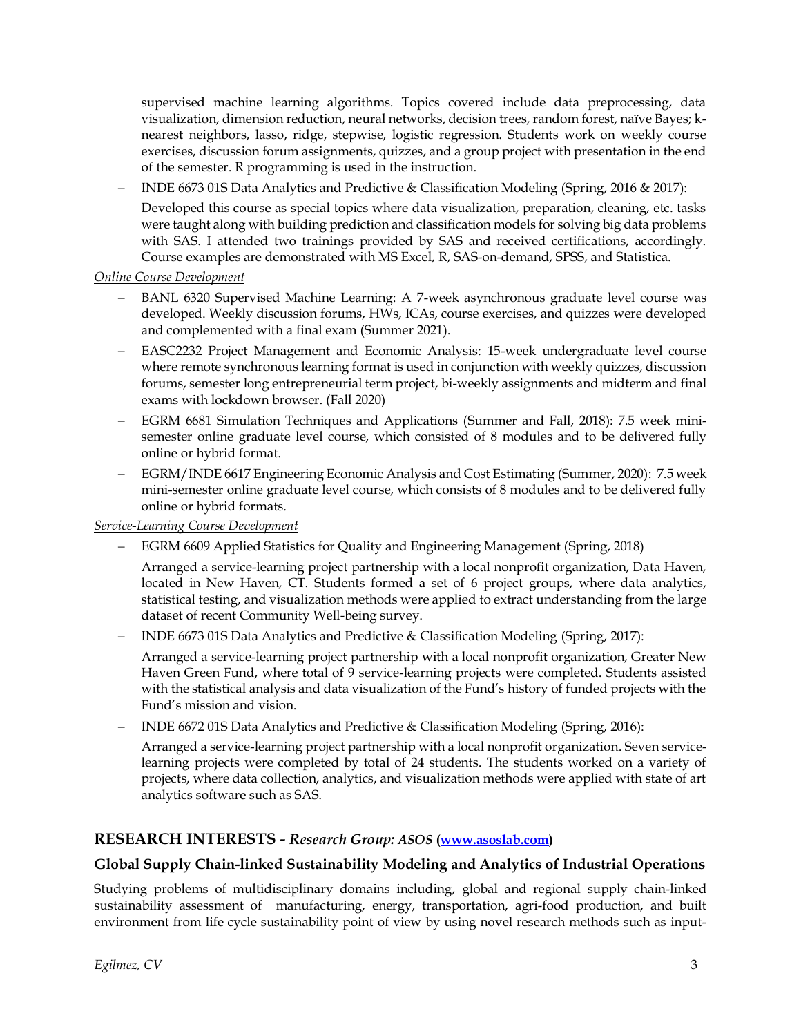supervised machine learning algorithms. Topics covered include data preprocessing, data visualization, dimension reduction, neural networks, decision trees, random forest, naïve Bayes; k-nearest neighbors, lasso, ridge, stepwise, logistic regression. Students work on weekly course exercises, discussion forum assignments, quizzes, and a group project with presentation in the end of the semester. R programming is used in the instruction.

- INDE 6673 01S Data Analytics and Predictive & Classification Modeling (Spring, 2016 & 2017):

  Developed this course as special topics where data visualization, preparation, cleaning, etc. tasks were taught along with building prediction and classification models for solving big data problems with SAS. I attended two trainings provided by SAS and received certifications, accordingly. Course examples are demonstrated with MS Excel, R, SAS-on-demand, SPSS, and Statistica.

<u>*Online Course Development*</u>

- BANL 6320 Supervised Machine Learning: A 7-week asynchronous graduate level course was developed. Weekly discussion forums, HWs, ICAs, course exercises, and quizzes were developed and complemented with a final exam (Summer 2021).
- EASC2232 Project Management and Economic Analysis: 15-week undergraduate level course where remote synchronous learning format is used in conjunction with weekly quizzes, discussion forums, semester long entrepreneurial term project, bi-weekly assignments and midterm and final exams with lockdown browser. (Fall 2020)
- EGRM 6681 Simulation Techniques and Applications (Summer and Fall, 2018): 7.5 week mini-semester online graduate level course, which consisted of 8 modules and to be delivered fully online or hybrid format.
- EGRM/INDE 6617 Engineering Economic Analysis and Cost Estimating (Summer, 2020): 7.5 week mini-semester online graduate level course, which consists of 8 modules and to be delivered fully online or hybrid formats.

<u>*Service-Learning Course Development*</u>

- EGRM 6609 Applied Statistics for Quality and Engineering Management (Spring, 2018)

  Arranged a service-learning project partnership with a local nonprofit organization, Data Haven, located in New Haven, CT. Students formed a set of 6 project groups, where data analytics, statistical testing, and visualization methods were applied to extract understanding from the large dataset of recent Community Well-being survey.

- INDE 6673 01S Data Analytics and Predictive & Classification Modeling (Spring, 2017):

  Arranged a service-learning project partnership with a local nonprofit organization, Greater New Haven Green Fund, where total of 9 service-learning projects were completed. Students assisted with the statistical analysis and data visualization of the Fund's history of funded projects with the Fund's mission and vision.

- INDE 6672 01S Data Analytics and Predictive & Classification Modeling (Spring, 2016):

  Arranged a service-learning project partnership with a local nonprofit organization. Seven service-learning projects were completed by total of 24 students. The students worked on a variety of projects, where data collection, analytics, and visualization methods were applied with state of art analytics software such as SAS.

## RESEARCH INTERESTS - *Research Group: ASOS* ([www.asoslab.com](http://www.asoslab.com))

### Global Supply Chain-linked Sustainability Modeling and Analytics of Industrial Operations

Studying problems of multidisciplinary domains including, global and regional supply chain-linked sustainability assessment of manufacturing, energy, transportation, agri-food production, and built environment from life cycle sustainability point of view by using novel research methods such as input-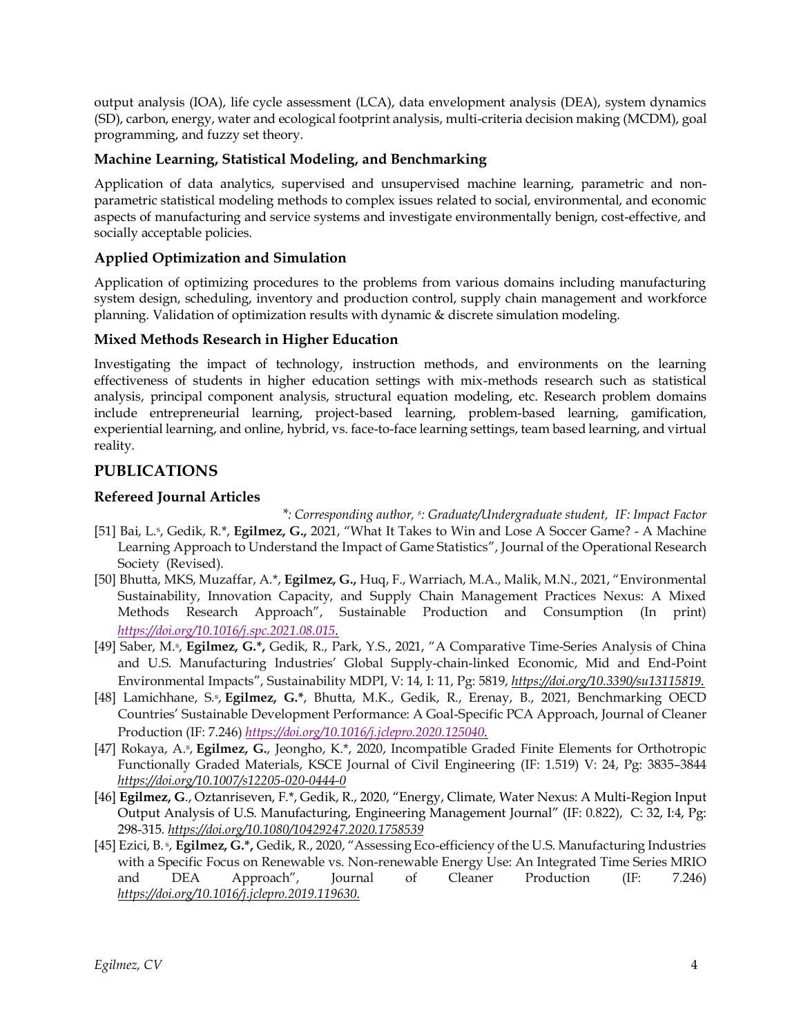output analysis (IOA), life cycle assessment (LCA), data envelopment analysis (DEA), system dynamics (SD), carbon, energy, water and ecological footprint analysis, multi-criteria decision making (MCDM), goal programming, and fuzzy set theory.

### Machine Learning, Statistical Modeling, and Benchmarking

Application of data analytics, supervised and unsupervised machine learning, parametric and non-parametric statistical modeling methods to complex issues related to social, environmental, and economic aspects of manufacturing and service systems and investigate environmentally benign, cost-effective, and socially acceptable policies.

### Applied Optimization and Simulation

Application of optimizing procedures to the problems from various domains including manufacturing system design, scheduling, inventory and production control, supply chain management and workforce planning. Validation of optimization results with dynamic & discrete simulation modeling.

### Mixed Methods Research in Higher Education

Investigating the impact of technology, instruction methods, and environments on the learning effectiveness of students in higher education settings with mix-methods research such as statistical analysis, principal component analysis, structural equation modeling, etc. Research problem domains include entrepreneurial learning, project-based learning, problem-based learning, gamification, experiential learning, and online, hybrid, vs. face-to-face learning settings, team based learning, and virtual reality.

## PUBLICATIONS

### Refereed Journal Articles

*\*: Corresponding author, [s]: Graduate/Undergraduate student, IF: Impact Factor*

[51] Bai, L.[s], Gedik, R.*, **Egilmez, G.,** 2021, "What It Takes to Win and Lose A Soccer Game? - A Machine Learning Approach to Understand the Impact of Game Statistics", Journal of the Operational Research Society (Revised).

[50] Bhutta, MKS, Muzaffar, A.*, **Egilmez, G.,** Huq, F., Warriach, M.A., Malik, M.N., 2021, "Environmental Sustainability, Innovation Capacity, and Supply Chain Management Practices Nexus: A Mixed Methods Research Approach", Sustainable Production and Consumption (In print) *https://doi.org/10.1016/j.spc.2021.08.015.*

[49] Saber, M.[s], **Egilmez, G.\*,** Gedik, R., Park, Y.S., 2021, "A Comparative Time-Series Analysis of China and U.S. Manufacturing Industries' Global Supply-chain-linked Economic, Mid and End-Point Environmental Impacts", Sustainability MDPI, V: 14, I: 11, Pg: 5819, *https://doi.org/10.3390/su13115819.*

[48] Lamichhane, S.[s], **Egilmez, G.\***, Bhutta, M.K., Gedik, R., Erenay, B., 2021, Benchmarking OECD Countries' Sustainable Development Performance: A Goal-Specific PCA Approach, Journal of Cleaner Production (IF: 7.246) *https://doi.org/10.1016/j.jclepro.2020.125040.*

[47] Rokaya, A.[s], **Egilmez, G.**, Jeongho, K.\*, 2020, Incompatible Graded Finite Elements for Orthotropic Functionally Graded Materials, KSCE Journal of Civil Engineering (IF: 1.519) V: 24, Pg: 3835–3844 *https://doi.org/10.1007/s12205-020-0444-0*

[46] **Egilmez, G**., Oztanriseven, F.\*, Gedik, R., 2020, "Energy, Climate, Water Nexus: A Multi-Region Input Output Analysis of U.S. Manufacturing, Engineering Management Journal" (IF: 0.822), C: 32, I:4, Pg: 298-315. *https://doi.org/10.1080/10429247.2020.1758539*

[45] Ezici, B.[s], **Egilmez, G.\*,** Gedik, R., 2020, "Assessing Eco-efficiency of the U.S. Manufacturing Industries with a Specific Focus on Renewable vs. Non-renewable Energy Use: An Integrated Time Series MRIO and DEA Approach", Journal of Cleaner Production (IF: 7.246) *https://doi.org/10.1016/j.jclepro.2019.119630.*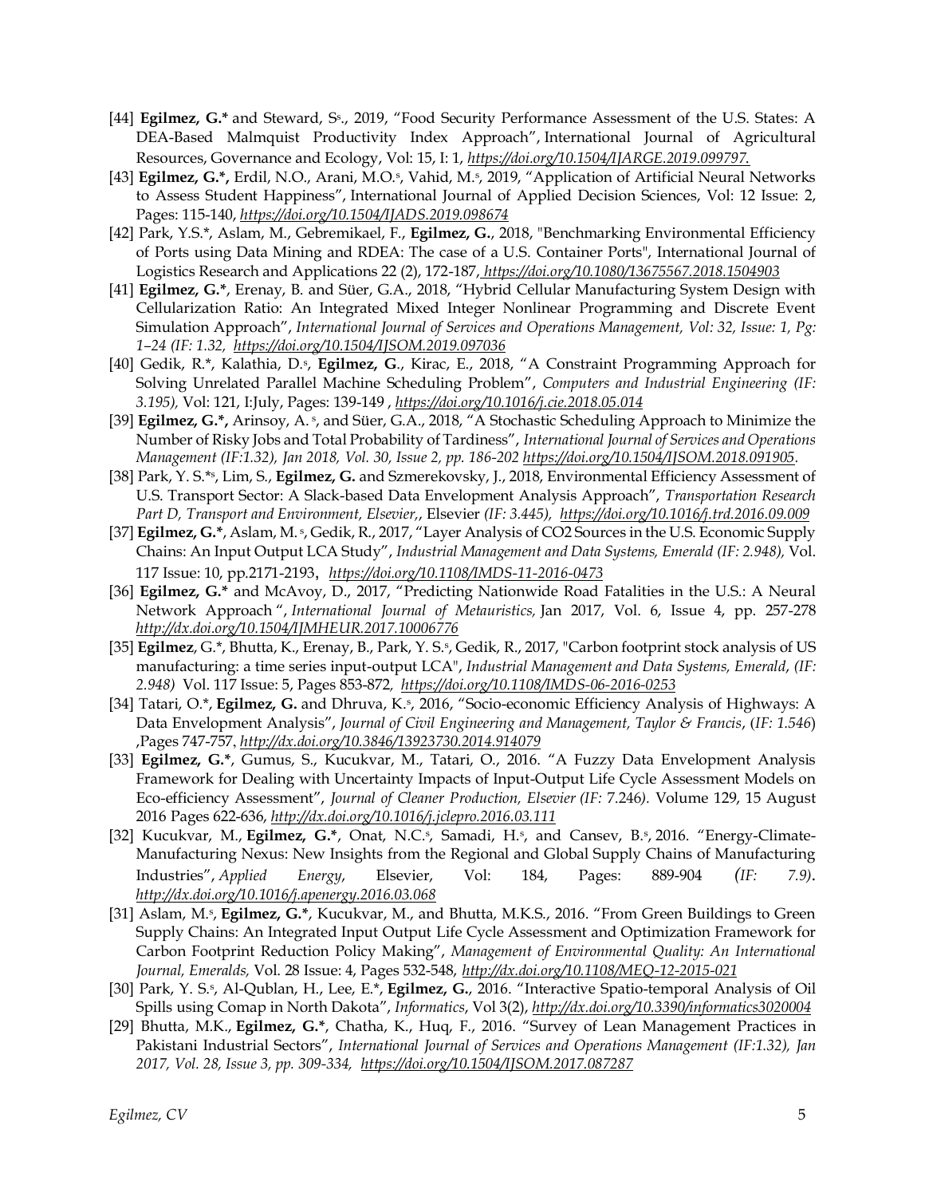- [44] **Egilmez, G.*** and Steward, S[s]., 2019, "Food Security Performance Assessment of the U.S. States: A DEA-Based Malmquist Productivity Index Approach", International Journal of Agricultural Resources, Governance and Ecology, Vol: 15, I: 1, *https://doi.org/10.1504/IJARGE.2019.099797.*
- [43] **Egilmez, G.*,** Erdil, N.O., Arani, M.O.[s], Vahid, M.[s], 2019, "Application of Artificial Neural Networks to Assess Student Happiness", International Journal of Applied Decision Sciences, Vol: 12 Issue: 2, Pages: 115-140, *https://doi.org/10.1504/IJADS.2019.098674*
- [42] Park, Y.S.*, Aslam, M., Gebremikael, F., **Egilmez, G.**, 2018, "Benchmarking Environmental Efficiency of Ports using Data Mining and RDEA: The case of a U.S. Container Ports", International Journal of Logistics Research and Applications 22 (2), 172-187, *https://doi.org/10.1080/13675567.2018.1504903*
- [41] **Egilmez, G.***, Erenay, B. and Süer, G.A., 2018, "Hybrid Cellular Manufacturing System Design with Cellularization Ratio: An Integrated Mixed Integer Nonlinear Programming and Discrete Event Simulation Approach", *International Journal of Services and Operations Management, Vol: 32, Issue: 1, Pg: 1–24 (IF: 1.32, https://doi.org/10.1504/IJSOM.2019.097036*
- [40] Gedik, R.*, Kalathia, D.[s], **Egilmez, G.**, Kirac, E., 2018, "A Constraint Programming Approach for Solving Unrelated Parallel Machine Scheduling Problem", *Computers and Industrial Engineering (IF: 3.195),* Vol: 121, I:July, Pages: 139-149 , *https://doi.org/10.1016/j.cie.2018.05.014*
- [39] **Egilmez, G.*,** Arinsoy, A. [s], and Süer, G.A., 2018, "A Stochastic Scheduling Approach to Minimize the Number of Risky Jobs and Total Probability of Tardiness", *International Journal of Services and Operations Management (IF:1.32), Jan 2018, Vol. 30, Issue 2, pp. 186-202 https://doi.org/10.1504/IJSOM.2018.091905*.
- [38] Park, Y. S.*[s], Lim, S., **Egilmez, G.** and Szmerekovsky, J., 2018, Environmental Efficiency Assessment of U.S. Transport Sector: A Slack-based Data Envelopment Analysis Approach", *Transportation Research Part D, Transport and Environment, Elsevier,*, Elsevier *(IF: 3.445), https://doi.org/10.1016/j.trd.2016.09.009*
- [37] **Egilmez, G.***, Aslam, M. [s], Gedik, R., 2017, "Layer Analysis of CO2 Sources in the U.S. Economic Supply Chains: An Input Output LCA Study", *Industrial Management and Data Systems, Emerald (IF: 2.948),* Vol. 117 Issue: 10, pp.2171-2193, *https://doi.org/10.1108/IMDS-11-2016-0473*
- [36] **Egilmez, G.*** and McAvoy, D., 2017, "Predicting Nationwide Road Fatalities in the U.S.: A Neural Network Approach ", *International Journal of Metauristics,* Jan 2017, Vol. 6, Issue 4, pp. 257-278 *http://dx.doi.org/10.1504/IJMHEUR.2017.10006776*
- [35] **Egilmez**, G.*, Bhutta, K., Erenay, B., Park, Y. S.[s], Gedik, R., 2017, "Carbon footprint stock analysis of US manufacturing: a time series input-output LCA", *Industrial Management and Data Systems, Emerald*, *(IF: 2.948)* Vol. 117 Issue: 5, Pages 853-872, *https://doi.org/10.1108/IMDS-06-2016-0253*
- [34] Tatari, O.*, **Egilmez, G.** and Dhruva, K.[s], 2016, "Socio-economic Efficiency Analysis of Highways: A Data Envelopment Analysis", *Journal of Civil Engineering and Management, Taylor & Francis*, (*IF: 1.546*) ,Pages 747-757, *http://dx.doi.org/10.3846/13923730.2014.914079*
- [33] **Egilmez, G.***, Gumus, S., Kucukvar, M., Tatari, O., 2016. "A Fuzzy Data Envelopment Analysis Framework for Dealing with Uncertainty Impacts of Input-Output Life Cycle Assessment Models on Eco-efficiency Assessment", *Journal of Cleaner Production, Elsevier (IF: 7.246).* Volume 129, 15 August 2016 Pages 622-636, *http://dx.doi.org/10.1016/j.jclepro.2016.03.111*
- [32] Kucukvar, M., **Egilmez, G.***, Onat, N.C.[s], Samadi, H.[s], and Cansev, B.[s], 2016. "Energy-Climate-Manufacturing Nexus: New Insights from the Regional and Global Supply Chains of Manufacturing Industries", *Applied Energy*, Elsevier, Vol: 184, Pages: 889-904 *(IF: 7.9)*. *http://dx.doi.org/10.1016/j.apenergy.2016.03.068*
- [31] Aslam, M.[s], **Egilmez, G.***, Kucukvar, M., and Bhutta, M.K.S., 2016. "From Green Buildings to Green Supply Chains: An Integrated Input Output Life Cycle Assessment and Optimization Framework for Carbon Footprint Reduction Policy Making", *Management of Environmental Quality: An International Journal, Emeralds,* Vol. 28 Issue: 4, Pages 532-548, *http://dx.doi.org/10.1108/MEQ-12-2015-021*
- [30] Park, Y. S.[s], Al-Qublan, H., Lee, E.*, **Egilmez, G.**, 2016. "Interactive Spatio-temporal Analysis of Oil Spills using Comap in North Dakota", *Informatics*, Vol 3(2), *http://dx.doi.org/10.3390/informatics3020004*
- [29] Bhutta, M.K., **Egilmez, G.***, Chatha, K., Huq, F., 2016. "Survey of Lean Management Practices in Pakistani Industrial Sectors", *International Journal of Services and Operations Management (IF:1.32), Jan 2017, Vol. 28, Issue 3, pp. 309-334, https://doi.org/10.1504/IJSOM.2017.087287*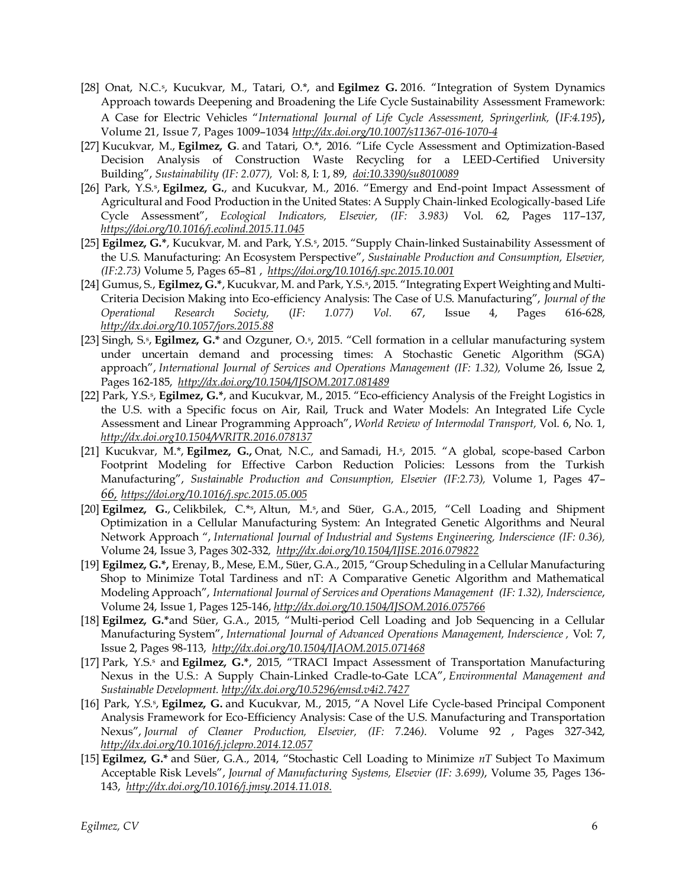[28] Onat, N.C.[s], Kucukvar, M., Tatari, O.*, and **Egilmez G.** 2016. "Integration of System Dynamics Approach towards Deepening and Broadening the Life Cycle Sustainability Assessment Framework: A Case for Electric Vehicles "*International Journal of Life Cycle Assessment, Springerlink,* (*IF:4.195*), Volume 21, Issue 7, Pages 1009–1034 *http://dx.doi.org/10.1007/s11367-016-1070-4*

[27] Kucukvar, M., **Egilmez, G**. and Tatari, O.*, 2016. "Life Cycle Assessment and Optimization-Based Decision Analysis of Construction Waste Recycling for a LEED-Certified University Building", *Sustainability (IF: 2.077),* Vol: 8, I: 1, 89, *doi:10.3390/su8010089*

[26] Park, Y.S.[s], **Egilmez, G.**, and Kucukvar, M., 2016. "Emergy and End-point Impact Assessment of Agricultural and Food Production in the United States: A Supply Chain-linked Ecologically-based Life Cycle Assessment", *Ecological Indicators, Elsevier, (IF: 3.983)* Vol. 62, Pages 117–137, *https://doi.org/10.1016/j.ecolind.2015.11.045*

[25] **Egilmez, G.***, Kucukvar, M. and Park, Y.S.[s], 2015. "Supply Chain-linked Sustainability Assessment of the U.S. Manufacturing: An Ecosystem Perspective", *Sustainable Production and Consumption, Elsevier, (IF:2.73)* Volume 5, Pages 65–81 , *https://doi.org/10.1016/j.spc.2015.10.001*

[24] Gumus, S., **Egilmez, G.***, Kucukvar, M. and Park, Y.S.[s], 2015. "Integrating Expert Weighting and Multi-Criteria Decision Making into Eco-efficiency Analysis: The Case of U.S. Manufacturing", *Journal of the Operational Research Society,* (*IF: 1.077) Vol.* 67, Issue 4, Pages 616-628, *http://dx.doi.org/10.1057/jors.2015.88*

[23] Singh, S.[s], **Egilmez, G.*** and Ozguner, O.[s], 2015. "Cell formation in a cellular manufacturing system under uncertain demand and processing times: A Stochastic Genetic Algorithm (SGA) approach", *International Journal of Services and Operations Management (IF: 1.32),* Volume 26, Issue 2, Pages 162-185, *http://dx.doi.org/10.1504/IJSOM.2017.081489*

[22] Park, Y.S.[s], **Egilmez, G.***, and Kucukvar, M., 2015. "Eco-efficiency Analysis of the Freight Logistics in the U.S. with a Specific focus on Air, Rail, Truck and Water Models: An Integrated Life Cycle Assessment and Linear Programming Approach", *World Review of Intermodal Transport,* Vol. 6, No. 1, *http://dx.doi.org10.1504/WRITR.2016.078137*

[21] Kucukvar, M.*, **Egilmez, G.,** Onat, N.C., and Samadi, H.[s], 2015. "A global, scope-based Carbon Footprint Modeling for Effective Carbon Reduction Policies: Lessons from the Turkish Manufacturing", *Sustainable Production and Consumption, Elsevier (IF:2.73),* Volume 1, Pages 47–66, *https://doi.org/10.1016/j.spc.2015.05.005*

[20] **Egilmez, G.**, Celikbilek, C.*[s], Altun, M.[s], and Süer, G.A., 2015, "Cell Loading and Shipment Optimization in a Cellular Manufacturing System: An Integrated Genetic Algorithms and Neural Network Approach ", *International Journal of Industrial and Systems Engineering, Inderscience (IF: 0.36),* Volume 24, Issue 3, Pages 302-332, *http://dx.doi.org/10.1504/IJISE.2016.079822*

[19] **Egilmez, G.*,** Erenay, B., Mese, E.M., Süer, G.A., 2015, "Group Scheduling in a Cellular Manufacturing Shop to Minimize Total Tardiness and nT: A Comparative Genetic Algorithm and Mathematical Modeling Approach", *International Journal of Services and Operations Management (IF: 1.32), Inderscience*, Volume 24, Issue 1, Pages 125-146, *http://dx.doi.org/10.1504/IJSOM.2016.075766*

[18] **Egilmez, G.***and Süer, G.A., 2015, "Multi-period Cell Loading and Job Sequencing in a Cellular Manufacturing System", *International Journal of Advanced Operations Management, Inderscience ,* Vol: 7, Issue 2, Pages 98-113, *http://dx.doi.org/10.1504/IJAOM.2015.071468*

[17] Park, Y.S.[s] and **Egilmez, G.***, 2015, "TRACI Impact Assessment of Transportation Manufacturing Nexus in the U.S.: A Supply Chain-Linked Cradle-to-Gate LCA", *Environmental Management and Sustainable Development. http://dx.doi.org/10.5296/emsd.v4i2.7427*

[16] Park, Y.S.[s], **Egilmez, G.** and Kucukvar, M., 2015, "A Novel Life Cycle-based Principal Component Analysis Framework for Eco-Efficiency Analysis: Case of the U.S. Manufacturing and Transportation Nexus", *Journal of Cleaner Production, Elsevier, (IF:* 7.246*)*. Volume 92 , Pages 327-342, *http://dx.doi.org/10.1016/j.jclepro.2014.12.057*

[15] **Egilmez, G.*** and Süer, G.A., 2014, "Stochastic Cell Loading to Minimize *nT* Subject To Maximum Acceptable Risk Levels", *Journal of Manufacturing Systems, Elsevier (IF: 3.699)*, Volume 35, Pages 136-143, *http://dx.doi.org/10.1016/j.jmsy.2014.11.018.*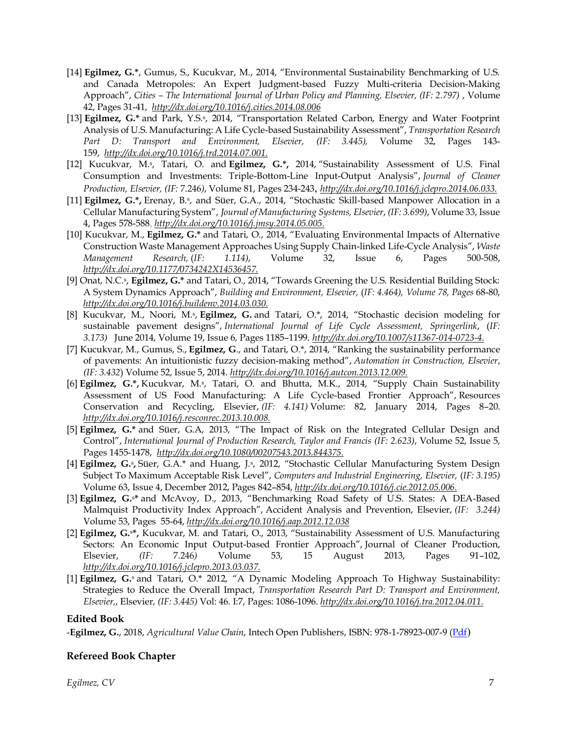[14] **Egilmez, G.***, Gumus, S., Kucukvar, M., 2014, "Environmental Sustainability Benchmarking of U.S. and Canada Metropoles: An Expert Judgment-based Fuzzy Multi-criteria Decision-Making Approach", *Cities – The International Journal of Urban Policy and Planning, Elsevier, (IF: 2.797)* , Volume 42, Pages 31-41, *http://dx.doi.org/10.1016/j.cities.2014.08.006*

[13] **Egilmez, G.*** and Park, Y.S.[s], 2014, "Transportation Related Carbon, Energy and Water Footprint Analysis of U.S. Manufacturing: A Life Cycle-based Sustainability Assessment", *Transportation Research Part D: Transport and Environment, Elsevier, (IF: 3.445),* Volume 32, Pages 143-159, *http://dx.doi.org/10.1016/j.trd.2014.07.001.*

[12] Kucukvar, M.[s], Tatari, O. and **Egilmez, G.*,** 2014, "Sustainability Assessment of U.S. Final Consumption and Investments: Triple-Bottom-Line Input-Output Analysis", *Journal of Cleaner Production, Elsevier, (IF:* 7.246*)*, Volume 81, Pages 234-243, *http://dx.doi.org/10.1016/j.jclepro.2014.06.033.*

[11] **Egilmez, G.*,** Erenay, B.[s], and Süer, G.A., 2014, "Stochastic Skill-based Manpower Allocation in a Cellular Manufacturing System", *Journal of Manufacturing Systems, Elsevier*, *(IF: 3.699)*, Volume 33, Issue 4, Pages 578-588*, http://dx.doi.org/10.1016/j.jmsy.2014.05.005.*

[10] Kucukvar, M., **Egilmez, G.*** and Tatari, O., 2014, "Evaluating Environmental Impacts of Alternative Construction Waste Management Approaches Using Supply Chain-linked Life-Cycle Analysis", *Waste Management Research,* (*IF: 1.114)*, Volume 32, Issue 6, Pages 500-508, *http://dx.doi.org/10.1177/0734242X14536457.*

[9] Onat, N.C.[s], **Egilmez, G.*** and Tatari, O., 2014, "Towards Greening the U.S. Residential Building Stock: A System Dynamics Approach", *Building and Environment, Elsevier,* (*IF: 4.464), Volume 78, Pages* 68-80, *http://dx.doi.org/10.1016/j.buildenv.2014.03.030.*

[8] Kucukvar, M., Noori, M.[s], **Egilmez, G.** and Tatari, O.*, 2014, "Stochastic decision modeling for sustainable pavement designs", *International Journal of Life Cycle Assessment, Springerlink*, (*IF: 3.173)* June 2014, Volume 19, Issue 6, Pages 1185–1199. *http://dx.doi.org/10.1007/s11367-014-0723-4.*

[7] Kucukvar, M., Gumus, S., **Egilmez, G**., and Tatari, O.*, 2014, "Ranking the sustainability performance of pavements: An intuitionistic fuzzy decision-making method", *Automation in Construction, Elsevier*, *(IF: 3.432*) Volume 52, Issue 5, 2014. *http://dx.doi.org/10.1016/j.autcon.2013.12.009.*

[6] **Egilmez, G.*,** Kucukvar, M.[s], Tatari, O. and Bhutta, M.K., 2014, "Supply Chain Sustainability Assessment of US Food Manufacturing: A Life Cycle-based Frontier Approach", Resources Conservation and Recycling, Elsevier, *(IF: 4.141)* Volume: 82, January 2014, Pages 8–20. *http://dx.doi.org/10.1016/j.resconrec.2013.10.008.*

[5] **Egilmez, G.*** and Süer, G.A, 2013, "The Impact of Risk on the Integrated Cellular Design and Control", *International Journal of Production Research, Taylor and Francis (IF: 2.623)*, Volume 52, Issue 5, Pages 1455-1478, *http://dx.doi.org/10.1080/00207543.2013.844375.*

[4] **Egilmez, G.**[s]**,** Süer, G.A.* and Huang, J.[s], 2012, "Stochastic Cellular Manufacturing System Design Subject To Maximum Acceptable Risk Level", *Computers and Industrial Engineering, Elsevier,* (*IF: 3.195)* Volume 63, Issue 4, December 2012, Pages 842–854, *http://dx.doi.org/10.1016/j.cie.2012.05.006.*

[3] **Egilmez, G.**[s]***** and McAvoy, D., 2013, "Benchmarking Road Safety of U.S. States: A DEA-Based Malmquist Productivity Index Approach", Accident Analysis and Prevention, Elsevier, *(IF: 3.244)* Volume 53, Pages 55-64, *http://dx.doi.org/10.1016/j.aap.2012.12.038*

[2] **Egilmez, G.**[s]***,** Kucukvar, M. and Tatari, O., 2013, "Sustainability Assessment of U.S. Manufacturing Sectors: An Economic Input Output-based Frontier Approach", Journal of Cleaner Production, Elsevier, *(IF: 7.246)* Volume 53, 15 August 2013, Pages 91–102, *http://dx.doi.org/10.1016/j.jclepro.2013.03.037.*

[1] **Egilmez, G.**[s] and Tatari, O.* 2012, "A Dynamic Modeling Approach To Highway Sustainability: Strategies to Reduce the Overall Impact, *Transportation Research Part D: Transport and Environment, Elsevier,*, Elsevier, *(IF: 3.445)* Vol: 46. I:7, Pages: 1086-1096. *http://dx.doi.org/10.1016/j.tra.2012.04.011.*

### Edited Book

-**Egilmez, G.**, 2018, *Agricultural Value Chain*, Intech Open Publishers, ISBN: 978-1-78923-007-9 (Pdf)

### Refereed Book Chapter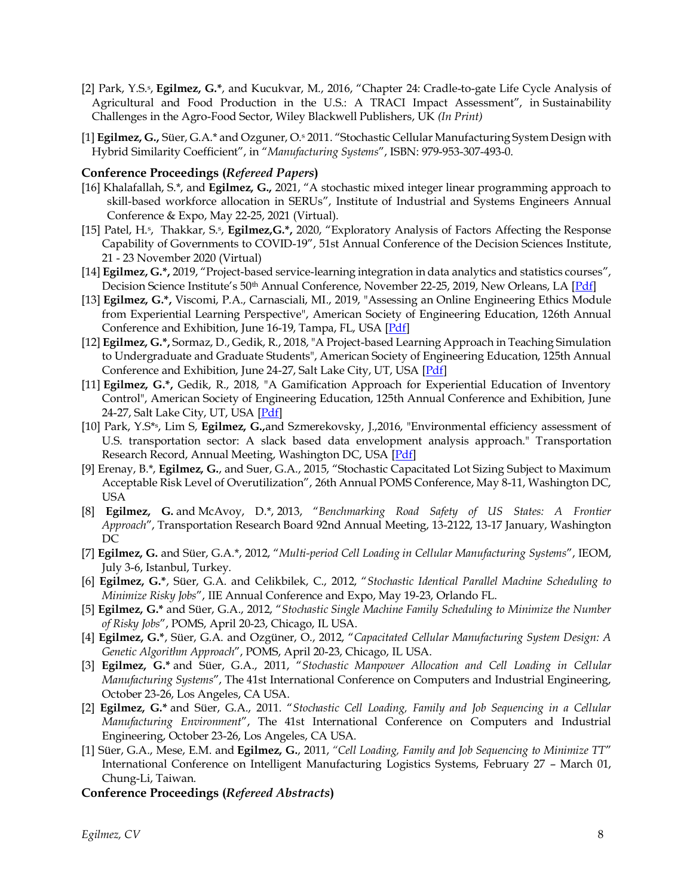[2] Park, Y.S.[s], **Egilmez, G.***, and Kucukvar, M., 2016, "Chapter 24: Cradle-to-gate Life Cycle Analysis of Agricultural and Food Production in the U.S.: A TRACI Impact Assessment", in Sustainability Challenges in the Agro-Food Sector, Wiley Blackwell Publishers, UK *(In Print)*

[1] **Egilmez, G.,** Süer, G.A.* and Ozguner, O.[s] 2011. "Stochastic Cellular Manufacturing System Design with Hybrid Similarity Coefficient", in "*Manufacturing Systems*", ISBN: 979-953-307-493-0.

### Conference Proceedings (*Refereed Papers*)

[16] Khalafallah, S.*, and **Egilmez, G.,** 2021, "A stochastic mixed integer linear programming approach to skill-based workforce allocation in SERUs", Institute of Industrial and Systems Engineers Annual Conference & Expo, May 22-25, 2021 (Virtual).

[15] Patel, H.[s], Thakkar, S.[s], **Egilmez,G.*,** 2020, "Exploratory Analysis of Factors Affecting the Response Capability of Governments to COVID-19", 51st Annual Conference of the Decision Sciences Institute, 21 - 23 November 2020 (Virtual)

[14] **Egilmez, G.*,** 2019, "Project-based service-learning integration in data analytics and statistics courses", Decision Science Institute's 50th Annual Conference, November 22-25, 2019, New Orleans, LA [Pdf]

[13] **Egilmez, G.*,** Viscomi, P.A., Carnasciali, MI., 2019, "Assessing an Online Engineering Ethics Module from Experiential Learning Perspective", American Society of Engineering Education, 126th Annual Conference and Exhibition, June 16-19, Tampa, FL, USA [Pdf]

[12] **Egilmez, G.*,** Sormaz, D., Gedik, R., 2018, "A Project-based Learning Approach in Teaching Simulation to Undergraduate and Graduate Students", American Society of Engineering Education, 125th Annual Conference and Exhibition, June 24-27, Salt Lake City, UT, USA [Pdf]

[11] **Egilmez, G.*,** Gedik, R., 2018, "A Gamification Approach for Experiential Education of Inventory Control", American Society of Engineering Education, 125th Annual Conference and Exhibition, June 24-27, Salt Lake City, UT, USA [Pdf]

[10] Park, Y.S*[s], Lim S, **Egilmez, G.,**and Szmerekovsky, J.,2016, "Environmental efficiency assessment of U.S. transportation sector: A slack based data envelopment analysis approach." Transportation Research Record, Annual Meeting, Washington DC, USA [Pdf]

[9] Erenay, B.*, **Egilmez, G.**, and Suer, G.A., 2015, "Stochastic Capacitated Lot Sizing Subject to Maximum Acceptable Risk Level of Overutilization", 26th Annual POMS Conference, May 8-11, Washington DC, USA

[8] **Egilmez, G.** and McAvoy, D.*, 2013, "*Benchmarking Road Safety of US States: A Frontier Approach*", Transportation Research Board 92nd Annual Meeting, 13-2122, 13-17 January, Washington DC

[7] **Egilmez, G.** and Süer, G.A.*, 2012, "*Multi-period Cell Loading in Cellular Manufacturing Systems*", IEOM, July 3-6, Istanbul, Turkey.

[6] **Egilmez, G.***, Süer, G.A. and Celikbilek, C., 2012, "*Stochastic Identical Parallel Machine Scheduling to Minimize Risky Jobs*", IIE Annual Conference and Expo, May 19-23, Orlando FL.

[5] **Egilmez, G.*** and Süer, G.A., 2012, "*Stochastic Single Machine Family Scheduling to Minimize the Number of Risky Jobs*", POMS, April 20-23, Chicago, IL USA.

[4] **Egilmez, G.***, Süer, G.A. and Ozgüner, O., 2012, "*Capacitated Cellular Manufacturing System Design: A Genetic Algorithm Approach*", POMS, April 20-23, Chicago, IL USA.

[3] **Egilmez, G.*** and Süer, G.A., 2011, "*Stochastic Manpower Allocation and Cell Loading in Cellular Manufacturing Systems*", The 41st International Conference on Computers and Industrial Engineering, October 23-26, Los Angeles, CA USA.

[2] **Egilmez, G.*** and Süer, G.A., 2011. "*Stochastic Cell Loading, Family and Job Sequencing in a Cellular Manufacturing Environment*", The 41st International Conference on Computers and Industrial Engineering, October 23-26, Los Angeles, CA USA.

[1] Süer, G.A., Mese, E.M. and **Egilmez, G.**, 2011, "*Cell Loading, Family and Job Sequencing to Minimize TT*" International Conference on Intelligent Manufacturing Logistics Systems, February 27 – March 01, Chung-Li, Taiwan.

### Conference Proceedings (*Refereed Abstracts*)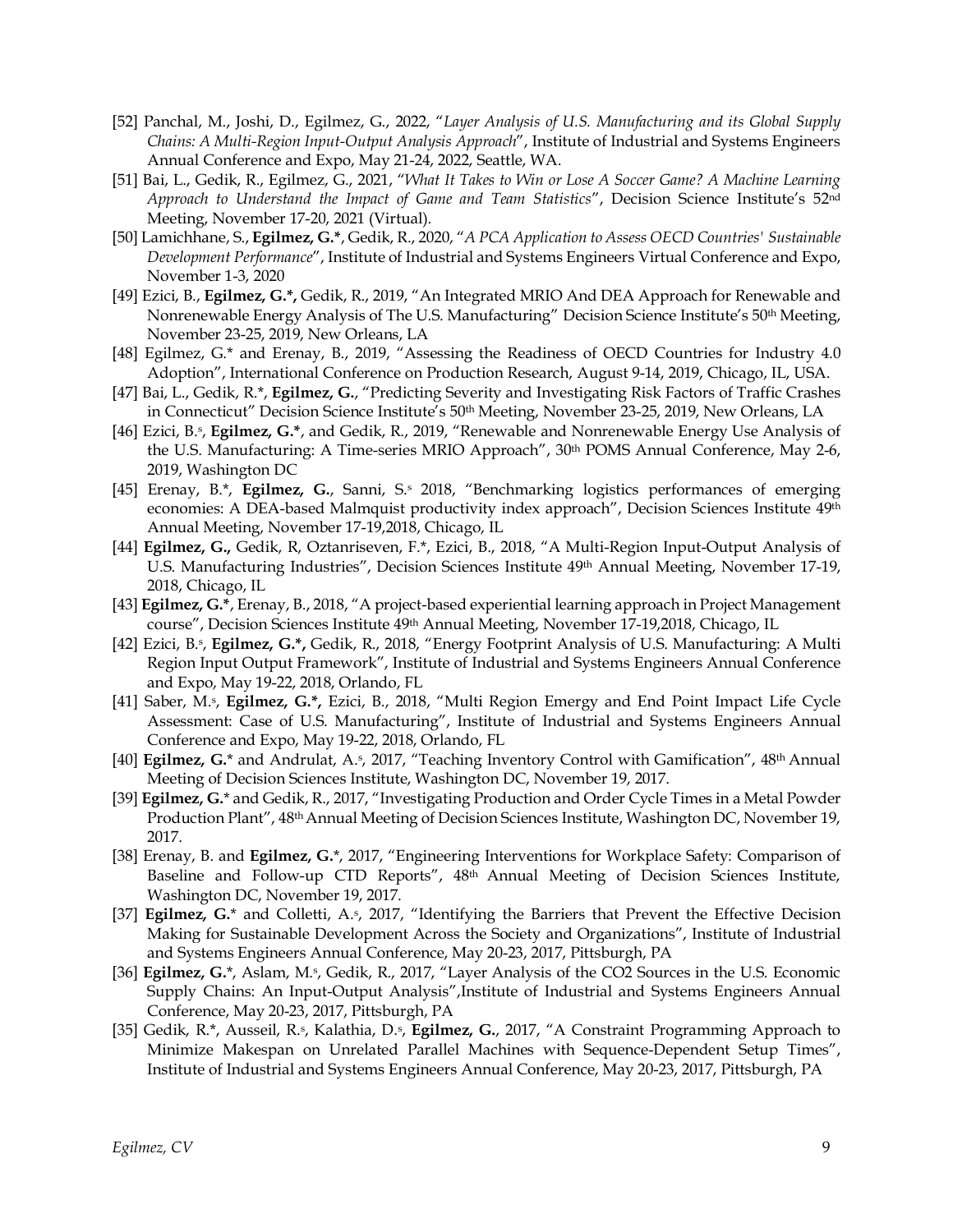[52] Panchal, M., Joshi, D., Egilmez, G., 2022, "*Layer Analysis of U.S. Manufacturing and its Global Supply Chains: A Multi-Region Input-Output Analysis Approach*", Institute of Industrial and Systems Engineers Annual Conference and Expo, May 21-24, 2022, Seattle, WA.

[51] Bai, L., Gedik, R., Egilmez, G., 2021, "*What It Takes to Win or Lose A Soccer Game? A Machine Learning Approach to Understand the Impact of Game and Team Statistics*", Decision Science Institute's 52nd Meeting, November 17-20, 2021 (Virtual).

[50] Lamichhane, S., **Egilmez, G.***, Gedik, R., 2020, "*A PCA Application to Assess OECD Countries' Sustainable Development Performance*", Institute of Industrial and Systems Engineers Virtual Conference and Expo, November 1-3, 2020

[49] Ezici, B., **Egilmez, G.*,** Gedik, R., 2019, "An Integrated MRIO And DEA Approach for Renewable and Nonrenewable Energy Analysis of The U.S. Manufacturing" Decision Science Institute's 50th Meeting, November 23-25, 2019, New Orleans, LA

[48] Egilmez, G.* and Erenay, B., 2019, "Assessing the Readiness of OECD Countries for Industry 4.0 Adoption", International Conference on Production Research, August 9-14, 2019, Chicago, IL, USA.

[47] Bai, L., Gedik, R.*, **Egilmez, G.**, "Predicting Severity and Investigating Risk Factors of Traffic Crashes in Connecticut" Decision Science Institute's 50th Meeting, November 23-25, 2019, New Orleans, LA

[46] Ezici, B.s, **Egilmez, G.***, and Gedik, R., 2019, "Renewable and Nonrenewable Energy Use Analysis of the U.S. Manufacturing: A Time-series MRIO Approach", 30th POMS Annual Conference, May 2-6, 2019, Washington DC

[45] Erenay, B.*, **Egilmez, G.**, Sanni, S.s 2018, "Benchmarking logistics performances of emerging economies: A DEA-based Malmquist productivity index approach", Decision Sciences Institute 49th Annual Meeting, November 17-19,2018, Chicago, IL

[44] **Egilmez, G.,** Gedik, R, Oztanriseven, F.*, Ezici, B., 2018, "A Multi-Region Input-Output Analysis of U.S. Manufacturing Industries", Decision Sciences Institute 49th Annual Meeting, November 17-19, 2018, Chicago, IL

[43] **Egilmez, G.***, Erenay, B., 2018, "A project-based experiential learning approach in Project Management course", Decision Sciences Institute 49th Annual Meeting, November 17-19,2018, Chicago, IL

[42] Ezici, B.s, **Egilmez, G.*,** Gedik, R., 2018, "Energy Footprint Analysis of U.S. Manufacturing: A Multi Region Input Output Framework", Institute of Industrial and Systems Engineers Annual Conference and Expo, May 19-22, 2018, Orlando, FL

[41] Saber, M.s, **Egilmez, G.*,** Ezici, B., 2018, "Multi Region Emergy and End Point Impact Life Cycle Assessment: Case of U.S. Manufacturing", Institute of Industrial and Systems Engineers Annual Conference and Expo, May 19-22, 2018, Orlando, FL

[40] **Egilmez, G.*** and Andrulat, A.s, 2017, "Teaching Inventory Control with Gamification", 48th Annual Meeting of Decision Sciences Institute, Washington DC, November 19, 2017.

[39] **Egilmez, G.*** and Gedik, R., 2017, "Investigating Production and Order Cycle Times in a Metal Powder Production Plant", 48th Annual Meeting of Decision Sciences Institute, Washington DC, November 19, 2017.

[38] Erenay, B. and **Egilmez, G.***, 2017, "Engineering Interventions for Workplace Safety: Comparison of Baseline and Follow-up CTD Reports", 48th Annual Meeting of Decision Sciences Institute, Washington DC, November 19, 2017.

[37] **Egilmez, G.*** and Colletti, A.s, 2017, "Identifying the Barriers that Prevent the Effective Decision Making for Sustainable Development Across the Society and Organizations", Institute of Industrial and Systems Engineers Annual Conference, May 20-23, 2017, Pittsburgh, PA

[36] **Egilmez, G.***, Aslam, M.s, Gedik, R., 2017, "Layer Analysis of the CO2 Sources in the U.S. Economic Supply Chains: An Input-Output Analysis",Institute of Industrial and Systems Engineers Annual Conference, May 20-23, 2017, Pittsburgh, PA

[35] Gedik, R.*, Ausseil, R.s, Kalathia, D.s, **Egilmez, G.**, 2017, "A Constraint Programming Approach to Minimize Makespan on Unrelated Parallel Machines with Sequence-Dependent Setup Times", Institute of Industrial and Systems Engineers Annual Conference, May 20-23, 2017, Pittsburgh, PA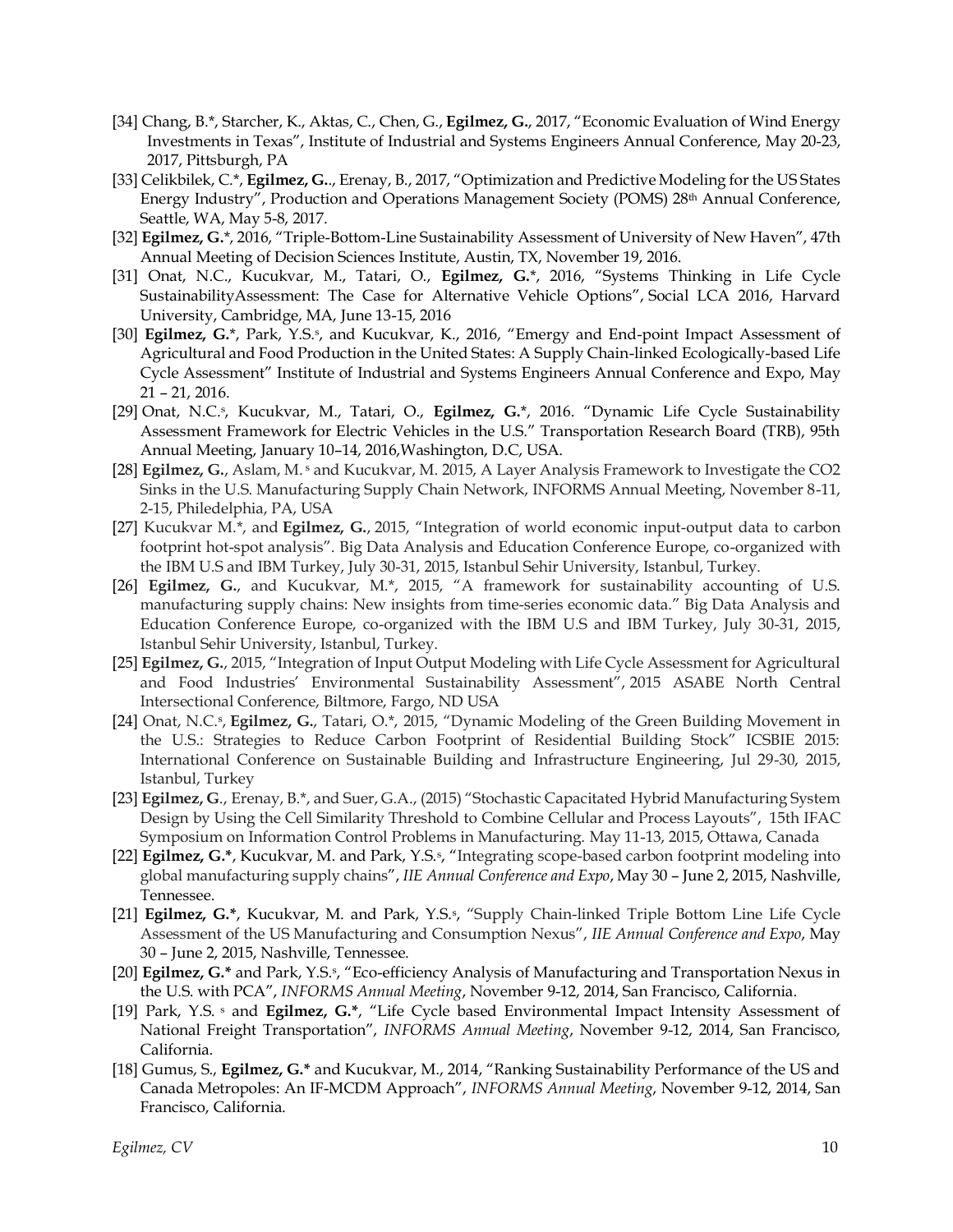[34] Chang, B.*, Starcher, K., Aktas, C., Chen, G., **Egilmez, G.**, 2017, "Economic Evaluation of Wind Energy Investments in Texas", Institute of Industrial and Systems Engineers Annual Conference, May 20-23, 2017, Pittsburgh, PA

[33] Celikbilek, C.*, **Egilmez, G.**., Erenay, B., 2017, "Optimization and Predictive Modeling for the US States Energy Industry", Production and Operations Management Society (POMS) 28th Annual Conference, Seattle, WA, May 5-8, 2017.

[32] **Egilmez, G.***, 2016, "Triple-Bottom-Line Sustainability Assessment of University of New Haven", 47th Annual Meeting of Decision Sciences Institute, Austin, TX, November 19, 2016.

[31] Onat, N.C., Kucukvar, M., Tatari, O., **Egilmez, G.***, 2016, "Systems Thinking in Life Cycle SustainabilityAssessment: The Case for Alternative Vehicle Options", Social LCA 2016, Harvard University, Cambridge, MA, June 13-15, 2016

[30] **Egilmez, G.***, Park, Y.S.[s], and Kucukvar, K., 2016, "Emergy and End-point Impact Assessment of Agricultural and Food Production in the United States: A Supply Chain-linked Ecologically-based Life Cycle Assessment" Institute of Industrial and Systems Engineers Annual Conference and Expo, May 21 – 21, 2016.

[29] Onat, N.C.[s], Kucukvar, M., Tatari, O., **Egilmez, G.***, 2016. "Dynamic Life Cycle Sustainability Assessment Framework for Electric Vehicles in the U.S." Transportation Research Board (TRB), 95th Annual Meeting, January 10–14, 2016,Washington, D.C, USA.

[28] **Egilmez, G.**, Aslam, M. [s] and Kucukvar, M. 2015, A Layer Analysis Framework to Investigate the CO2 Sinks in the U.S. Manufacturing Supply Chain Network, INFORMS Annual Meeting, November 8-11, 2-15, Philedelphia, PA, USA

[27] Kucukvar M.*, and **Egilmez, G.**, 2015, "Integration of world economic input-output data to carbon footprint hot-spot analysis". Big Data Analysis and Education Conference Europe, co-organized with the IBM U.S and IBM Turkey, July 30-31, 2015, Istanbul Sehir University, Istanbul, Turkey.

[26] **Egilmez, G.**, and Kucukvar, M.*, 2015, "A framework for sustainability accounting of U.S. manufacturing supply chains: New insights from time-series economic data." Big Data Analysis and Education Conference Europe, co-organized with the IBM U.S and IBM Turkey, July 30-31, 2015, Istanbul Sehir University, Istanbul, Turkey.

[25] **Egilmez, G.**, 2015, "Integration of Input Output Modeling with Life Cycle Assessment for Agricultural and Food Industries' Environmental Sustainability Assessment", 2015 ASABE North Central Intersectional Conference, Biltmore, Fargo, ND USA

[24] Onat, N.C.[s], **Egilmez, G.**, Tatari, O.*, 2015, "Dynamic Modeling of the Green Building Movement in the U.S.: Strategies to Reduce Carbon Footprint of Residential Building Stock" ICSBIE 2015: International Conference on Sustainable Building and Infrastructure Engineering, Jul 29-30, 2015, Istanbul, Turkey

[23] **Egilmez, G**., Erenay, B.*, and Suer, G.A., (2015) "Stochastic Capacitated Hybrid Manufacturing System Design by Using the Cell Similarity Threshold to Combine Cellular and Process Layouts", 15th IFAC Symposium on Information Control Problems in Manufacturing. May 11-13, 2015, Ottawa, Canada

[22] **Egilmez, G.***, Kucukvar, M. and Park, Y.S.[s], "Integrating scope-based carbon footprint modeling into global manufacturing supply chains", *IIE Annual Conference and Expo*, May 30 – June 2, 2015, Nashville, Tennessee.

[21] **Egilmez, G.***, Kucukvar, M. and Park, Y.S.[s], "Supply Chain-linked Triple Bottom Line Life Cycle Assessment of the US Manufacturing and Consumption Nexus", *IIE Annual Conference and Expo*, May 30 – June 2, 2015, Nashville, Tennessee.

[20] **Egilmez, G.*** and Park, Y.S.[s], "Eco-efficiency Analysis of Manufacturing and Transportation Nexus in the U.S. with PCA", *INFORMS Annual Meeting*, November 9-12, 2014, San Francisco, California.

[19] Park, Y.S. [s] and **Egilmez, G.***, "Life Cycle based Environmental Impact Intensity Assessment of National Freight Transportation", *INFORMS Annual Meeting*, November 9-12, 2014, San Francisco, California.

[18] Gumus, S., **Egilmez, G.*** and Kucukvar, M., 2014, "Ranking Sustainability Performance of the US and Canada Metropoles: An IF-MCDM Approach", *INFORMS Annual Meeting*, November 9-12, 2014, San Francisco, California.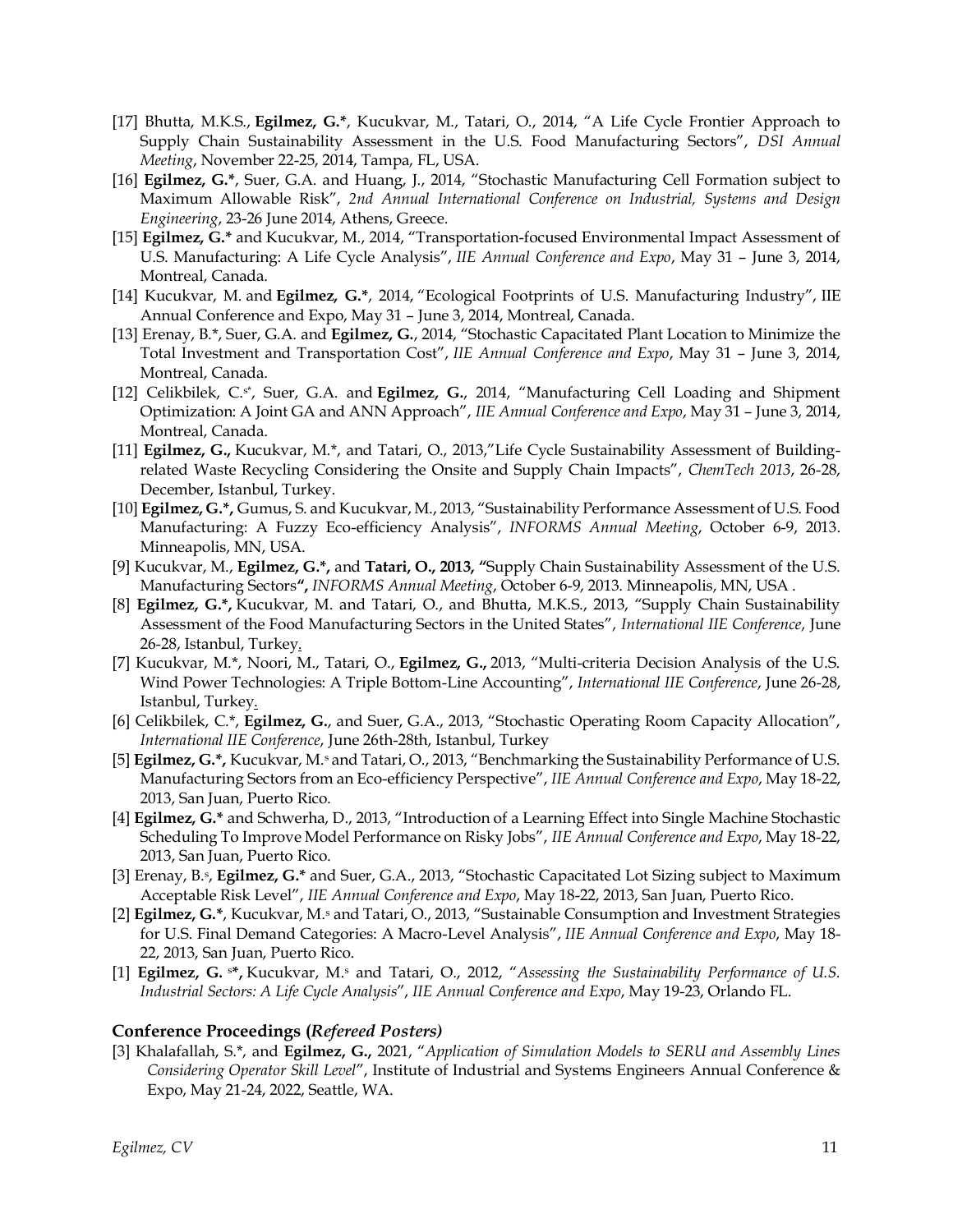[17] Bhutta, M.K.S., **Egilmez, G.***, Kucukvar, M., Tatari, O., 2014, "A Life Cycle Frontier Approach to Supply Chain Sustainability Assessment in the U.S. Food Manufacturing Sectors", *DSI Annual Meeting*, November 22-25, 2014, Tampa, FL, USA.

[16] **Egilmez, G.***, Suer, G.A. and Huang, J., 2014, "Stochastic Manufacturing Cell Formation subject to Maximum Allowable Risk", *2nd Annual International Conference on Industrial, Systems and Design Engineering*, 23-26 June 2014, Athens, Greece.

[15] **Egilmez, G.*** and Kucukvar, M., 2014, "Transportation-focused Environmental Impact Assessment of U.S. Manufacturing: A Life Cycle Analysis", *IIE Annual Conference and Expo*, May 31 – June 3, 2014, Montreal, Canada.

[14] Kucukvar, M. and **Egilmez, G.***, 2014, "Ecological Footprints of U.S. Manufacturing Industry", IIE Annual Conference and Expo, May 31 – June 3, 2014, Montreal, Canada.

[13] Erenay, B.*, Suer, G.A. and **Egilmez, G.**, 2014, "Stochastic Capacitated Plant Location to Minimize the Total Investment and Transportation Cost", *IIE Annual Conference and Expo*, May 31 – June 3, 2014, Montreal, Canada.

[12] Celikbilek, C.[s*], Suer, G.A. and **Egilmez, G.**, 2014, "Manufacturing Cell Loading and Shipment Optimization: A Joint GA and ANN Approach", *IIE Annual Conference and Expo*, May 31 – June 3, 2014, Montreal, Canada.

[11] **Egilmez, G.,** Kucukvar, M.*, and Tatari, O., 2013,"Life Cycle Sustainability Assessment of Building-related Waste Recycling Considering the Onsite and Supply Chain Impacts", *ChemTech 2013*, 26-28, December, Istanbul, Turkey.

[10] **Egilmez, G.*,** Gumus, S. and Kucukvar, M., 2013, "Sustainability Performance Assessment of U.S. Food Manufacturing: A Fuzzy Eco-efficiency Analysis", *INFORMS Annual Meeting*, October 6-9, 2013. Minneapolis, MN, USA.

[9] Kucukvar, M., **Egilmez, G.*,** and **Tatari, O., 2013, "**Supply Chain Sustainability Assessment of the U.S. Manufacturing Sectors**",** *INFORMS Annual Meeting*, October 6-9, 2013. Minneapolis, MN, USA .

[8] **Egilmez, G.*,** Kucukvar, M. and Tatari, O., and Bhutta, M.K.S., 2013, "Supply Chain Sustainability Assessment of the Food Manufacturing Sectors in the United States", *International IIE Conference*, June 26-28, Istanbul, Turkey.

[7] Kucukvar, M.*, Noori, M., Tatari, O., **Egilmez, G.,** 2013, "Multi-criteria Decision Analysis of the U.S. Wind Power Technologies: A Triple Bottom-Line Accounting", *International IIE Conference*, June 26-28, Istanbul, Turkey.

[6] Celikbilek, C.*, **Egilmez, G.**, and Suer, G.A., 2013, "Stochastic Operating Room Capacity Allocation", *International IIE Conference*, June 26th-28th, Istanbul, Turkey

[5] **Egilmez, G.*,** Kucukvar, M.[s] and Tatari, O., 2013, "Benchmarking the Sustainability Performance of U.S. Manufacturing Sectors from an Eco-efficiency Perspective", *IIE Annual Conference and Expo*, May 18-22, 2013, San Juan, Puerto Rico.

[4] **Egilmez, G.*** and Schwerha, D., 2013, "Introduction of a Learning Effect into Single Machine Stochastic Scheduling To Improve Model Performance on Risky Jobs", *IIE Annual Conference and Expo*, May 18-22, 2013, San Juan, Puerto Rico.

[3] Erenay, B.[s], **Egilmez, G.*** and Suer, G.A., 2013, "Stochastic Capacitated Lot Sizing subject to Maximum Acceptable Risk Level", *IIE Annual Conference and Expo*, May 18-22, 2013, San Juan, Puerto Rico.

[2] **Egilmez, G.***, Kucukvar, M.[s] and Tatari, O., 2013, "Sustainable Consumption and Investment Strategies for U.S. Final Demand Categories: A Macro-Level Analysis", *IIE Annual Conference and Expo*, May 18-22, 2013, San Juan, Puerto Rico.

[1] **Egilmez, G.** [s]**\*,** Kucukvar, M.[s] and Tatari, O., 2012, "*Assessing the Sustainability Performance of U.S. Industrial Sectors: A Life Cycle Analysis*", *IIE Annual Conference and Expo*, May 19-23, Orlando FL.

### Conference Proceedings (*Refereed Posters*)

[3] Khalafallah, S.*, and **Egilmez, G.,** 2021, "*Application of Simulation Models to SERU and Assembly Lines Considering Operator Skill Level*", Institute of Industrial and Systems Engineers Annual Conference & Expo, May 21-24, 2022, Seattle, WA.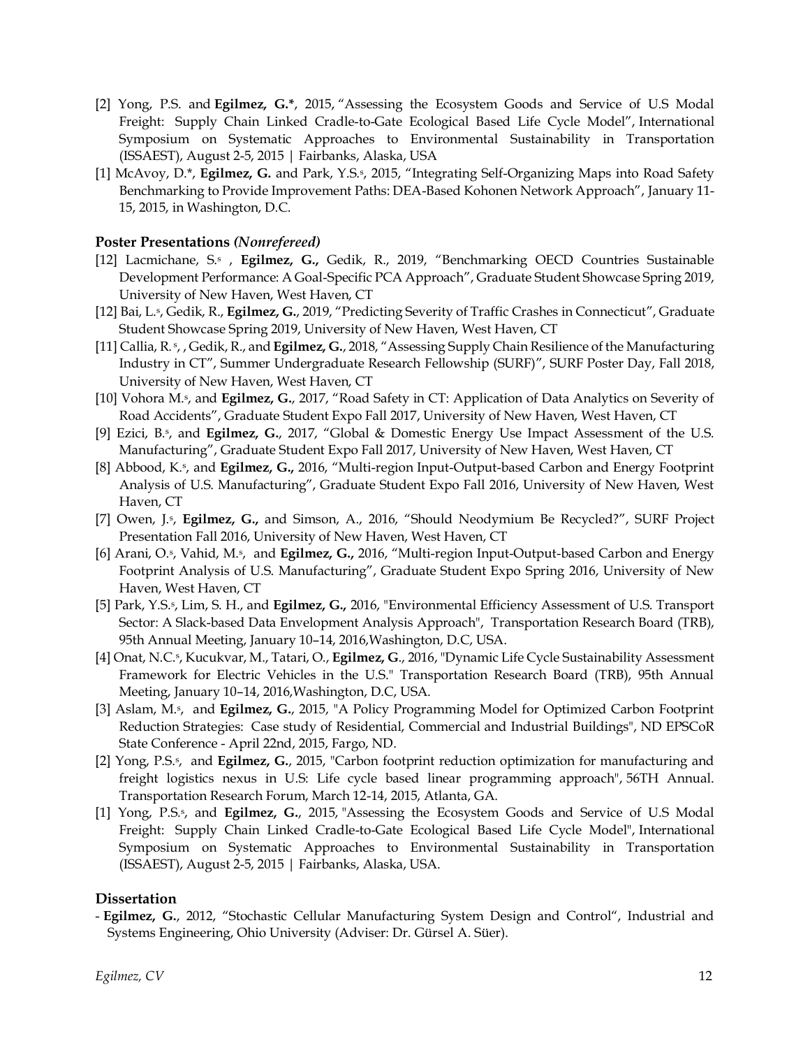[2] Yong, P.S. and **Egilmez, G.***, 2015, "Assessing the Ecosystem Goods and Service of U.S Modal Freight: Supply Chain Linked Cradle-to-Gate Ecological Based Life Cycle Model", International Symposium on Systematic Approaches to Environmental Sustainability in Transportation (ISSAEST), August 2-5, 2015 | Fairbanks, Alaska, USA

[1] McAvoy, D.*, **Egilmez, G.** and Park, Y.S.[s], 2015, "Integrating Self-Organizing Maps into Road Safety Benchmarking to Provide Improvement Paths: DEA-Based Kohonen Network Approach", January 11-15, 2015, in Washington, D.C.

### Poster Presentations *(Nonrefereed)*

[12] Lacmichane, S.[s] , **Egilmez, G.,** Gedik, R., 2019, "Benchmarking OECD Countries Sustainable Development Performance: A Goal-Specific PCA Approach", Graduate Student Showcase Spring 2019, University of New Haven, West Haven, CT

[12] Bai, L.[s], Gedik, R., **Egilmez, G.**, 2019, "Predicting Severity of Traffic Crashes in Connecticut", Graduate Student Showcase Spring 2019, University of New Haven, West Haven, CT

[11] Callia, R.[s], , Gedik, R., and **Egilmez, G.**, 2018, "Assessing Supply Chain Resilience of the Manufacturing Industry in CT", Summer Undergraduate Research Fellowship (SURF)", SURF Poster Day, Fall 2018, University of New Haven, West Haven, CT

[10] Vohora M.[s], and **Egilmez, G.**, 2017, "Road Safety in CT: Application of Data Analytics on Severity of Road Accidents", Graduate Student Expo Fall 2017, University of New Haven, West Haven, CT

[9] Ezici, B.[s], and **Egilmez, G.**, 2017, "Global & Domestic Energy Use Impact Assessment of the U.S. Manufacturing", Graduate Student Expo Fall 2017, University of New Haven, West Haven, CT

[8] Abbood, K.[s], and **Egilmez, G.,** 2016, "Multi-region Input-Output-based Carbon and Energy Footprint Analysis of U.S. Manufacturing", Graduate Student Expo Fall 2016, University of New Haven, West Haven, CT

[7] Owen, J.[s], **Egilmez, G.,** and Simson, A., 2016, "Should Neodymium Be Recycled?", SURF Project Presentation Fall 2016, University of New Haven, West Haven, CT

[6] Arani, O.[s], Vahid, M.[s], and **Egilmez, G.,** 2016, "Multi-region Input-Output-based Carbon and Energy Footprint Analysis of U.S. Manufacturing", Graduate Student Expo Spring 2016, University of New Haven, West Haven, CT

[5] Park, Y.S.[s], Lim, S. H., and **Egilmez, G.,** 2016, "Environmental Efficiency Assessment of U.S. Transport Sector: A Slack-based Data Envelopment Analysis Approach", Transportation Research Board (TRB), 95th Annual Meeting, January 10–14, 2016,Washington, D.C, USA.

[4] Onat, N.C.[s], Kucukvar, M., Tatari, O., **Egilmez, G**., 2016, "Dynamic Life Cycle Sustainability Assessment Framework for Electric Vehicles in the U.S." Transportation Research Board (TRB), 95th Annual Meeting, January 10–14, 2016,Washington, D.C, USA.

[3] Aslam, M.[s], and **Egilmez, G.**, 2015, "A Policy Programming Model for Optimized Carbon Footprint Reduction Strategies: Case study of Residential, Commercial and Industrial Buildings", ND EPSCoR State Conference - April 22nd, 2015, Fargo, ND.

[2] Yong, P.S.[s], and **Egilmez, G.**, 2015, "Carbon footprint reduction optimization for manufacturing and freight logistics nexus in U.S: Life cycle based linear programming approach", 56TH Annual. Transportation Research Forum, March 12-14, 2015, Atlanta, GA.

[1] Yong, P.S.[s], and **Egilmez, G.**, 2015, "Assessing the Ecosystem Goods and Service of U.S Modal Freight: Supply Chain Linked Cradle-to-Gate Ecological Based Life Cycle Model", International Symposium on Systematic Approaches to Environmental Sustainability in Transportation (ISSAEST), August 2-5, 2015 | Fairbanks, Alaska, USA.

### Dissertation

- **Egilmez, G.**, 2012, "Stochastic Cellular Manufacturing System Design and Control", Industrial and Systems Engineering, Ohio University (Adviser: Dr. Gürsel A. Süer).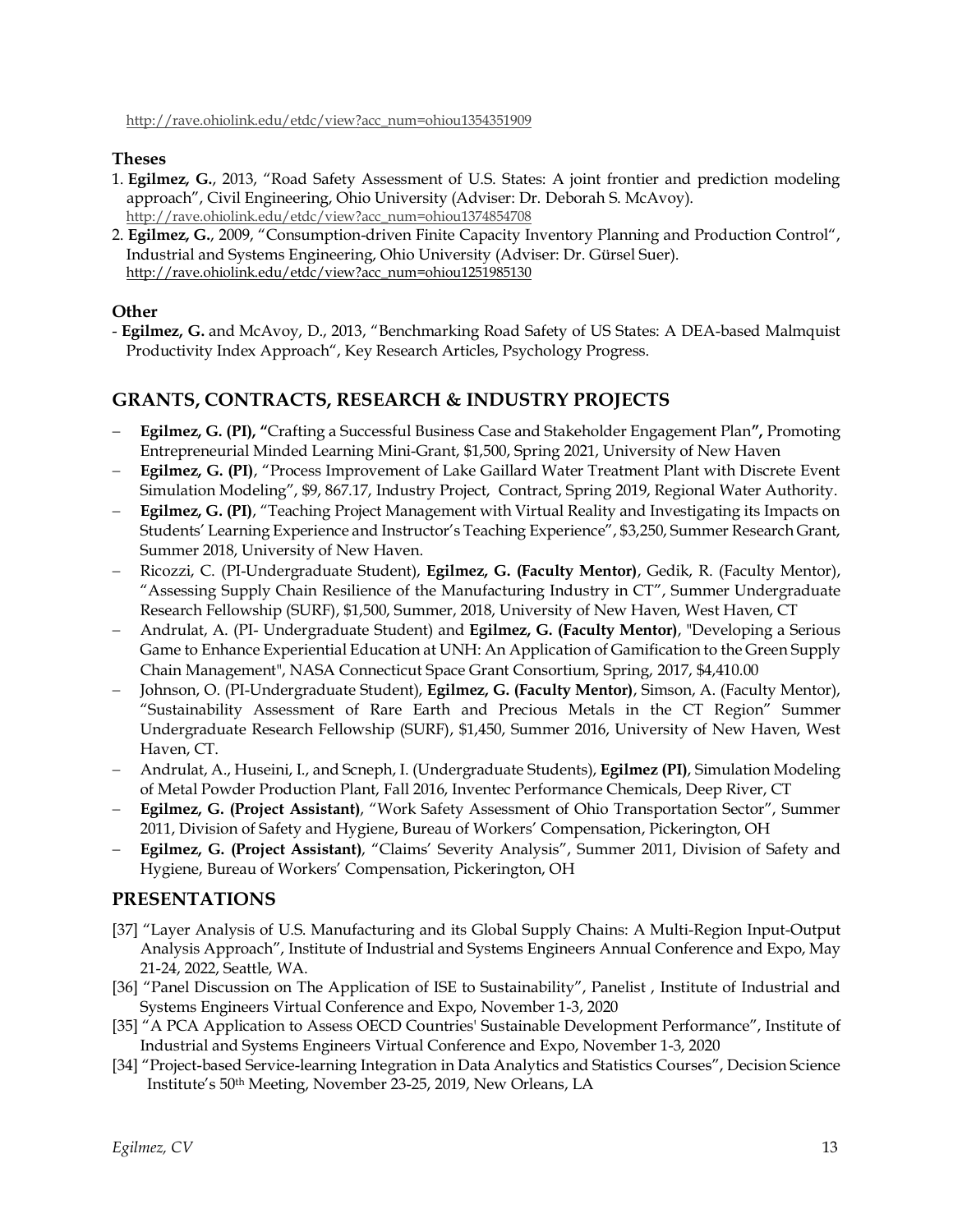http://rave.ohiolink.edu/etdc/view?acc_num=ohiou1354351909

### Theses

1. **Egilmez, G.**, 2013, "Road Safety Assessment of U.S. States: A joint frontier and prediction modeling approach", Civil Engineering, Ohio University (Adviser: Dr. Deborah S. McAvoy). http://rave.ohiolink.edu/etdc/view?acc_num=ohiou1374854708
2. **Egilmez, G.**, 2009, "Consumption-driven Finite Capacity Inventory Planning and Production Control", Industrial and Systems Engineering, Ohio University (Adviser: Dr. Gürsel Suer). http://rave.ohiolink.edu/etdc/view?acc_num=ohiou1251985130

### Other

- **Egilmez, G.** and McAvoy, D., 2013, "Benchmarking Road Safety of US States: A DEA-based Malmquist Productivity Index Approach", Key Research Articles, Psychology Progress.

## GRANTS, CONTRACTS, RESEARCH & INDUSTRY PROJECTS

- **Egilmez, G. (PI), "**Crafting a Successful Business Case and Stakeholder Engagement Plan**",** Promoting Entrepreneurial Minded Learning Mini-Grant, $1,500, Spring 2021, University of New Haven
- **Egilmez, G. (PI)**, "Process Improvement of Lake Gaillard Water Treatment Plant with Discrete Event Simulation Modeling", $9, 867.17, Industry Project, Contract, Spring 2019, Regional Water Authority.
- **Egilmez, G. (PI)**, "Teaching Project Management with Virtual Reality and Investigating its Impacts on Students' Learning Experience and Instructor's Teaching Experience", $3,250, Summer Research Grant, Summer 2018, University of New Haven.
- Ricozzi, C. (PI-Undergraduate Student), **Egilmez, G. (Faculty Mentor)**, Gedik, R. (Faculty Mentor), "Assessing Supply Chain Resilience of the Manufacturing Industry in CT", Summer Undergraduate Research Fellowship (SURF), $1,500, Summer, 2018, University of New Haven, West Haven, CT
- Andrulat, A. (PI- Undergraduate Student) and **Egilmez, G. (Faculty Mentor)**, "Developing a Serious Game to Enhance Experiential Education at UNH: An Application of Gamification to the Green Supply Chain Management", NASA Connecticut Space Grant Consortium, Spring, 2017, $4,410.00
- Johnson, O. (PI-Undergraduate Student), **Egilmez, G. (Faculty Mentor)**, Simson, A. (Faculty Mentor), "Sustainability Assessment of Rare Earth and Precious Metals in the CT Region" Summer Undergraduate Research Fellowship (SURF), $1,450, Summer 2016, University of New Haven, West Haven, CT.
- Andrulat, A., Huseini, I., and Scneph, I. (Undergraduate Students), **Egilmez (PI)**, Simulation Modeling of Metal Powder Production Plant, Fall 2016, Inventec Performance Chemicals, Deep River, CT
- **Egilmez, G. (Project Assistant)**, "Work Safety Assessment of Ohio Transportation Sector", Summer 2011, Division of Safety and Hygiene, Bureau of Workers' Compensation, Pickerington, OH
- **Egilmez, G. (Project Assistant)**, "Claims' Severity Analysis", Summer 2011, Division of Safety and Hygiene, Bureau of Workers' Compensation, Pickerington, OH

## PRESENTATIONS

[37] "Layer Analysis of U.S. Manufacturing and its Global Supply Chains: A Multi-Region Input-Output Analysis Approach", Institute of Industrial and Systems Engineers Annual Conference and Expo, May 21-24, 2022, Seattle, WA.

[36] "Panel Discussion on The Application of ISE to Sustainability", Panelist , Institute of Industrial and Systems Engineers Virtual Conference and Expo, November 1-3, 2020

[35] "A PCA Application to Assess OECD Countries' Sustainable Development Performance", Institute of Industrial and Systems Engineers Virtual Conference and Expo, November 1-3, 2020

[34] "Project-based Service-learning Integration in Data Analytics and Statistics Courses", Decision Science Institute's 50th Meeting, November 23-25, 2019, New Orleans, LA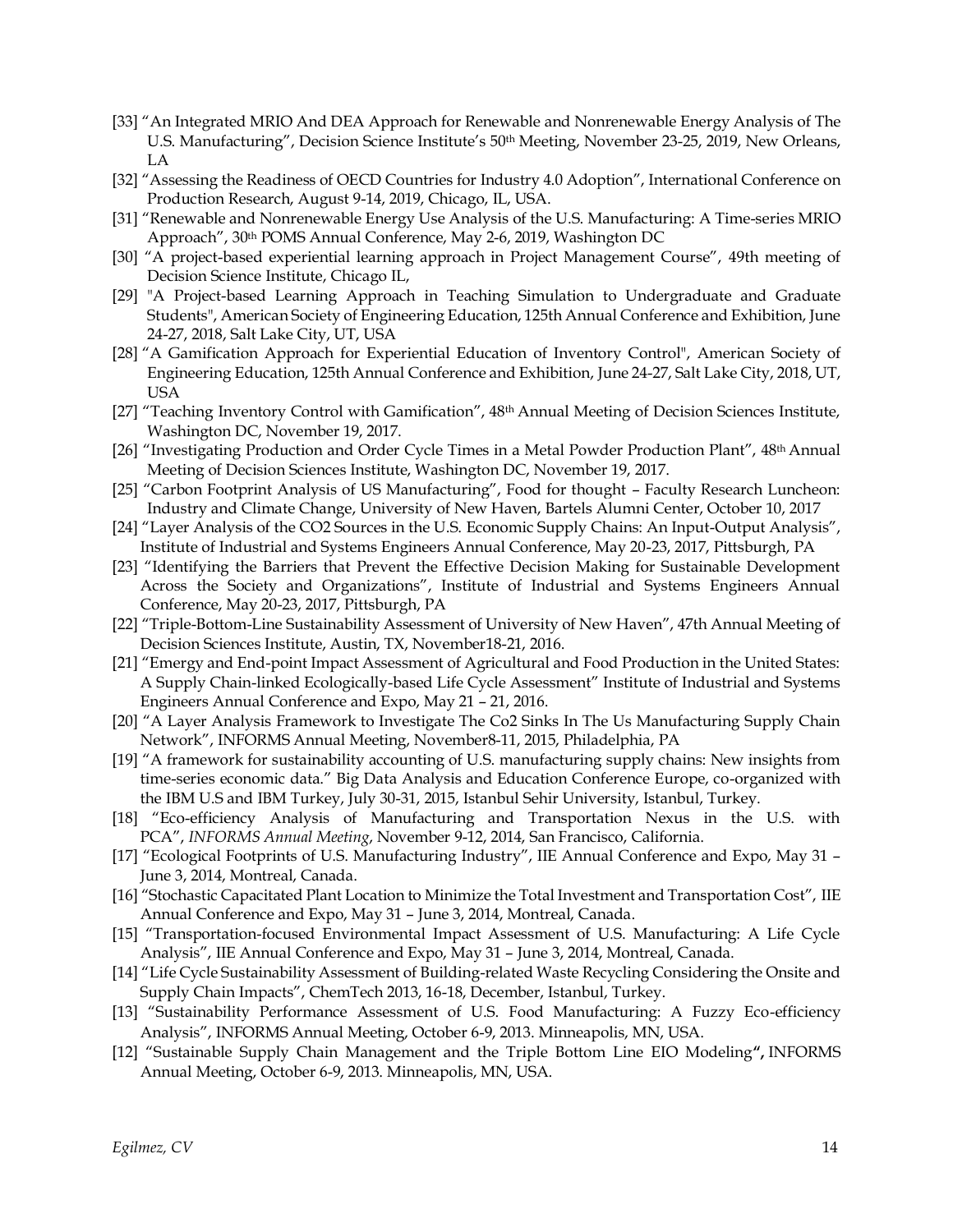[33] "An Integrated MRIO And DEA Approach for Renewable and Nonrenewable Energy Analysis of The U.S. Manufacturing", Decision Science Institute's 50th Meeting, November 23-25, 2019, New Orleans, LA

[32] "Assessing the Readiness of OECD Countries for Industry 4.0 Adoption", International Conference on Production Research, August 9-14, 2019, Chicago, IL, USA.

[31] "Renewable and Nonrenewable Energy Use Analysis of the U.S. Manufacturing: A Time-series MRIO Approach", 30th POMS Annual Conference, May 2-6, 2019, Washington DC

[30] "A project-based experiential learning approach in Project Management Course", 49th meeting of Decision Science Institute, Chicago IL,

[29] "A Project-based Learning Approach in Teaching Simulation to Undergraduate and Graduate Students", American Society of Engineering Education, 125th Annual Conference and Exhibition, June 24-27, 2018, Salt Lake City, UT, USA

[28] "A Gamification Approach for Experiential Education of Inventory Control", American Society of Engineering Education, 125th Annual Conference and Exhibition, June 24-27, Salt Lake City, 2018, UT, USA

[27] "Teaching Inventory Control with Gamification", 48th Annual Meeting of Decision Sciences Institute, Washington DC, November 19, 2017.

[26] "Investigating Production and Order Cycle Times in a Metal Powder Production Plant", 48th Annual Meeting of Decision Sciences Institute, Washington DC, November 19, 2017.

[25] "Carbon Footprint Analysis of US Manufacturing", Food for thought – Faculty Research Luncheon: Industry and Climate Change, University of New Haven, Bartels Alumni Center, October 10, 2017

[24] "Layer Analysis of the CO2 Sources in the U.S. Economic Supply Chains: An Input-Output Analysis", Institute of Industrial and Systems Engineers Annual Conference, May 20-23, 2017, Pittsburgh, PA

[23] "Identifying the Barriers that Prevent the Effective Decision Making for Sustainable Development Across the Society and Organizations", Institute of Industrial and Systems Engineers Annual Conference, May 20-23, 2017, Pittsburgh, PA

[22] "Triple-Bottom-Line Sustainability Assessment of University of New Haven", 47th Annual Meeting of Decision Sciences Institute, Austin, TX, November18-21, 2016.

[21] "Emergy and End-point Impact Assessment of Agricultural and Food Production in the United States: A Supply Chain-linked Ecologically-based Life Cycle Assessment" Institute of Industrial and Systems Engineers Annual Conference and Expo, May 21 – 21, 2016.

[20] "A Layer Analysis Framework to Investigate The Co2 Sinks In The Us Manufacturing Supply Chain Network", INFORMS Annual Meeting, November8-11, 2015, Philadelphia, PA

[19] "A framework for sustainability accounting of U.S. manufacturing supply chains: New insights from time-series economic data." Big Data Analysis and Education Conference Europe, co-organized with the IBM U.S and IBM Turkey, July 30-31, 2015, Istanbul Sehir University, Istanbul, Turkey.

[18] "Eco-efficiency Analysis of Manufacturing and Transportation Nexus in the U.S. with PCA", *INFORMS Annual Meeting*, November 9-12, 2014, San Francisco, California.

[17] "Ecological Footprints of U.S. Manufacturing Industry", IIE Annual Conference and Expo, May 31 – June 3, 2014, Montreal, Canada.

[16] "Stochastic Capacitated Plant Location to Minimize the Total Investment and Transportation Cost", IIE Annual Conference and Expo, May 31 – June 3, 2014, Montreal, Canada.

[15] "Transportation-focused Environmental Impact Assessment of U.S. Manufacturing: A Life Cycle Analysis", IIE Annual Conference and Expo, May 31 – June 3, 2014, Montreal, Canada.

[14] "Life Cycle Sustainability Assessment of Building-related Waste Recycling Considering the Onsite and Supply Chain Impacts", ChemTech 2013, 16-18, December, Istanbul, Turkey.

[13] "Sustainability Performance Assessment of U.S. Food Manufacturing: A Fuzzy Eco-efficiency Analysis", INFORMS Annual Meeting, October 6-9, 2013. Minneapolis, MN, USA.

[12] "Sustainable Supply Chain Management and the Triple Bottom Line EIO Modeling**",** INFORMS Annual Meeting, October 6-9, 2013. Minneapolis, MN, USA.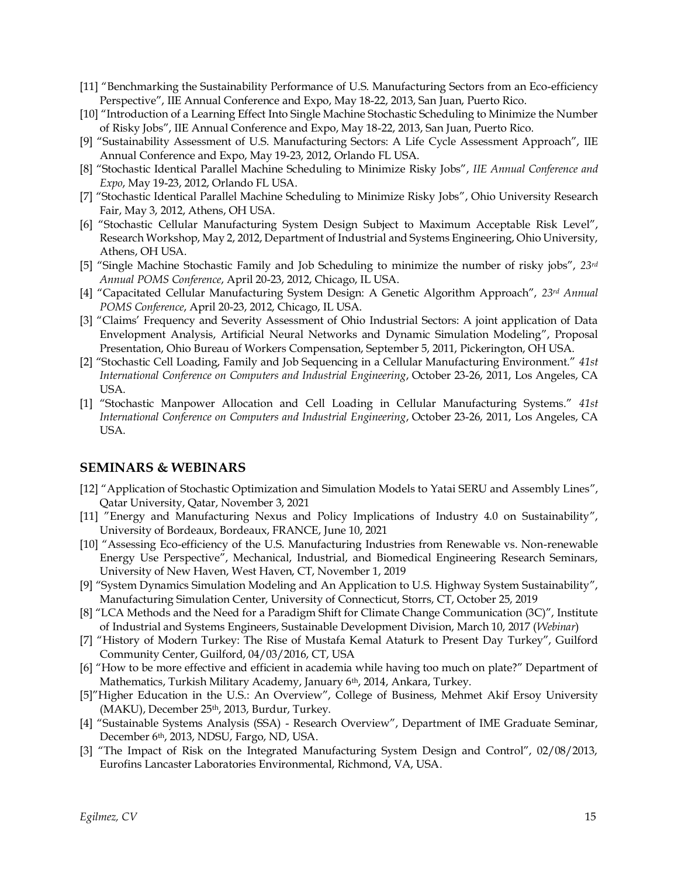[11] "Benchmarking the Sustainability Performance of U.S. Manufacturing Sectors from an Eco-efficiency Perspective", IIE Annual Conference and Expo, May 18-22, 2013, San Juan, Puerto Rico.

[10] "Introduction of a Learning Effect Into Single Machine Stochastic Scheduling to Minimize the Number of Risky Jobs", IIE Annual Conference and Expo, May 18-22, 2013, San Juan, Puerto Rico.

[9] "Sustainability Assessment of U.S. Manufacturing Sectors: A Life Cycle Assessment Approach", IIE Annual Conference and Expo, May 19-23, 2012, Orlando FL USA.

[8] "Stochastic Identical Parallel Machine Scheduling to Minimize Risky Jobs", *IIE Annual Conference and Expo*, May 19-23, 2012, Orlando FL USA.

[7] "Stochastic Identical Parallel Machine Scheduling to Minimize Risky Jobs", Ohio University Research Fair, May 3, 2012, Athens, OH USA.

[6] "Stochastic Cellular Manufacturing System Design Subject to Maximum Acceptable Risk Level", Research Workshop, May 2, 2012, Department of Industrial and Systems Engineering, Ohio University, Athens, OH USA.

[5] "Single Machine Stochastic Family and Job Scheduling to minimize the number of risky jobs", *23rd Annual POMS Conference*, April 20-23, 2012, Chicago, IL USA.

[4] "Capacitated Cellular Manufacturing System Design: A Genetic Algorithm Approach", *23rd Annual POMS Conference*, April 20-23, 2012, Chicago, IL USA.

[3] "Claims' Frequency and Severity Assessment of Ohio Industrial Sectors: A joint application of Data Envelopment Analysis, Artificial Neural Networks and Dynamic Simulation Modeling", Proposal Presentation, Ohio Bureau of Workers Compensation, September 5, 2011, Pickerington, OH USA.

[2] "Stochastic Cell Loading, Family and Job Sequencing in a Cellular Manufacturing Environment." *41st International Conference on Computers and Industrial Engineering*, October 23-26, 2011, Los Angeles, CA USA.

[1] "Stochastic Manpower Allocation and Cell Loading in Cellular Manufacturing Systems." *41st International Conference on Computers and Industrial Engineering*, October 23-26, 2011, Los Angeles, CA USA.

## SEMINARS & WEBINARS

[12] "Application of Stochastic Optimization and Simulation Models to Yatai SERU and Assembly Lines", Qatar University, Qatar, November 3, 2021

[11] "Energy and Manufacturing Nexus and Policy Implications of Industry 4.0 on Sustainability", University of Bordeaux, Bordeaux, FRANCE, June 10, 2021

[10] "Assessing Eco-efficiency of the U.S. Manufacturing Industries from Renewable vs. Non-renewable Energy Use Perspective", Mechanical, Industrial, and Biomedical Engineering Research Seminars, University of New Haven, West Haven, CT, November 1, 2019

[9] "System Dynamics Simulation Modeling and An Application to U.S. Highway System Sustainability", Manufacturing Simulation Center, University of Connecticut, Storrs, CT, October 25, 2019

[8] "LCA Methods and the Need for a Paradigm Shift for Climate Change Communication (3C)", Institute of Industrial and Systems Engineers, Sustainable Development Division, March 10, 2017 (*Webinar*)

[7] "History of Modern Turkey: The Rise of Mustafa Kemal Ataturk to Present Day Turkey", Guilford Community Center, Guilford, 04/03/2016, CT, USA

[6] "How to be more effective and efficient in academia while having too much on plate?" Department of Mathematics, Turkish Military Academy, January 6th, 2014, Ankara, Turkey.

[5]"Higher Education in the U.S.: An Overview", College of Business, Mehmet Akif Ersoy University (MAKU), December 25th, 2013, Burdur, Turkey.

[4] "Sustainable Systems Analysis (SSA) - Research Overview", Department of IME Graduate Seminar, December 6th, 2013, NDSU, Fargo, ND, USA.

[3] "The Impact of Risk on the Integrated Manufacturing System Design and Control", 02/08/2013, Eurofins Lancaster Laboratories Environmental, Richmond, VA, USA.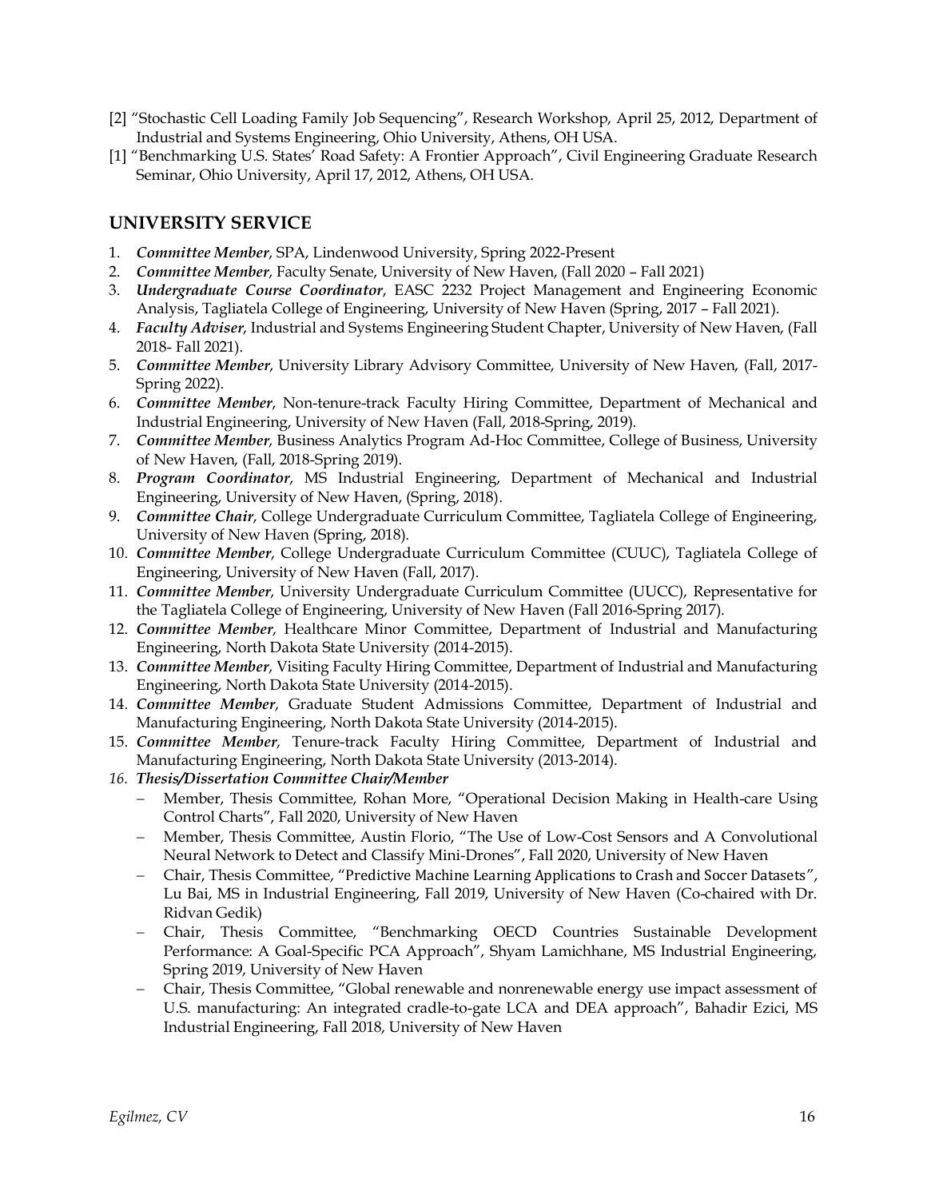[2] “Stochastic Cell Loading Family Job Sequencing”, Research Workshop, April 25, 2012, Department of Industrial and Systems Engineering, Ohio University, Athens, OH USA.

[1] “Benchmarking U.S. States’ Road Safety: A Frontier Approach”, Civil Engineering Graduate Research Seminar, Ohio University, April 17, 2012, Athens, OH USA.

## UNIVERSITY SERVICE

1. ***Committee Member***, SPA, Lindenwood University, Spring 2022-Present
2. ***Committee Member***, Faculty Senate, University of New Haven, (Fall 2020 – Fall 2021)
3. ***Undergraduate Course Coordinator***, EASC 2232 Project Management and Engineering Economic Analysis, Tagliatela College of Engineering, University of New Haven (Spring, 2017 – Fall 2021).
4. ***Faculty Adviser***, Industrial and Systems Engineering Student Chapter, University of New Haven, (Fall 2018- Fall 2021).
5. ***Committee Member***, University Library Advisory Committee, University of New Haven, (Fall, 2017-Spring 2022).
6. ***Committee Member***, Non-tenure-track Faculty Hiring Committee, Department of Mechanical and Industrial Engineering, University of New Haven (Fall, 2018-Spring, 2019).
7. ***Committee Member***, Business Analytics Program Ad-Hoc Committee, College of Business, University of New Haven, (Fall, 2018-Spring 2019).
8. ***Program Coordinator***, MS Industrial Engineering, Department of Mechanical and Industrial Engineering, University of New Haven, (Spring, 2018).
9. ***Committee Chair***, College Undergraduate Curriculum Committee, Tagliatela College of Engineering, University of New Haven (Spring, 2018).
10. ***Committee Member***, College Undergraduate Curriculum Committee (CUUC), Tagliatela College of Engineering, University of New Haven (Fall, 2017).
11. ***Committee Member***, University Undergraduate Curriculum Committee (UUCC), Representative for the Tagliatela College of Engineering, University of New Haven (Fall 2016-Spring 2017).
12. ***Committee Member***, Healthcare Minor Committee, Department of Industrial and Manufacturing Engineering, North Dakota State University (2014-2015).
13. ***Committee Member***, Visiting Faculty Hiring Committee, Department of Industrial and Manufacturing Engineering, North Dakota State University (2014-2015).
14. ***Committee Member***, Graduate Student Admissions Committee, Department of Industrial and Manufacturing Engineering, North Dakota State University (2014-2015).
15. ***Committee Member***, Tenure-track Faculty Hiring Committee, Department of Industrial and Manufacturing Engineering, North Dakota State University (2013-2014).
16. ***Thesis/Dissertation Committee Chair/Member***
    - Member, Thesis Committee, Rohan More, “Operational Decision Making in Health-care Using Control Charts”, Fall 2020, University of New Haven
    - Member, Thesis Committee, Austin Florio, “The Use of Low-Cost Sensors and A Convolutional Neural Network to Detect and Classify Mini-Drones”, Fall 2020, University of New Haven
    - Chair, Thesis Committee, “Predictive Machine Learning Applications to Crash and Soccer Datasets”, Lu Bai, MS in Industrial Engineering, Fall 2019, University of New Haven (Co-chaired with Dr. Ridvan Gedik)
    - Chair, Thesis Committee, “Benchmarking OECD Countries Sustainable Development Performance: A Goal-Specific PCA Approach”, Shyam Lamichhane, MS Industrial Engineering, Spring 2019, University of New Haven
    - Chair, Thesis Committee, “Global renewable and nonrenewable energy use impact assessment of U.S. manufacturing: An integrated cradle-to-gate LCA and DEA approach”, Bahadir Ezici, MS Industrial Engineering, Fall 2018, University of New Haven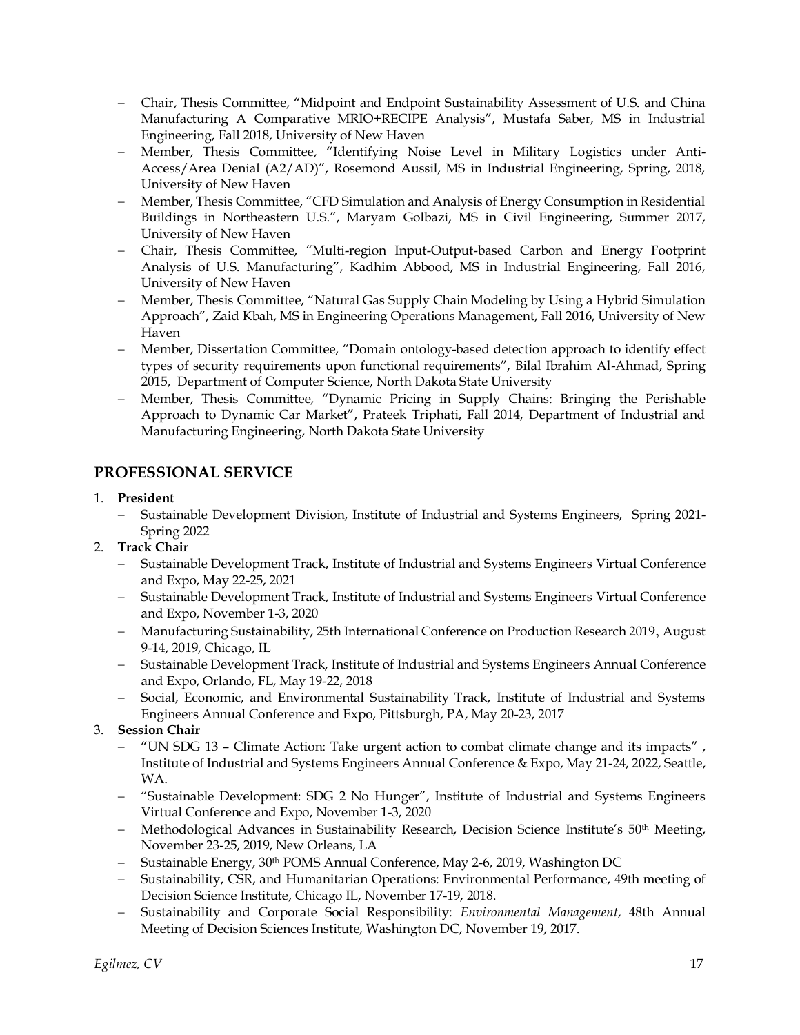- Chair, Thesis Committee, "Midpoint and Endpoint Sustainability Assessment of U.S. and China Manufacturing A Comparative MRIO+RECIPE Analysis", Mustafa Saber, MS in Industrial Engineering, Fall 2018, University of New Haven
- Member, Thesis Committee, "Identifying Noise Level in Military Logistics under Anti-Access/Area Denial (A2/AD)", Rosemond Aussil, MS in Industrial Engineering, Spring, 2018, University of New Haven
- Member, Thesis Committee, "CFD Simulation and Analysis of Energy Consumption in Residential Buildings in Northeastern U.S.", Maryam Golbazi, MS in Civil Engineering, Summer 2017, University of New Haven
- Chair, Thesis Committee, "Multi-region Input-Output-based Carbon and Energy Footprint Analysis of U.S. Manufacturing", Kadhim Abbood, MS in Industrial Engineering, Fall 2016, University of New Haven
- Member, Thesis Committee, "Natural Gas Supply Chain Modeling by Using a Hybrid Simulation Approach", Zaid Kbah, MS in Engineering Operations Management, Fall 2016, University of New Haven
- Member, Dissertation Committee, "Domain ontology-based detection approach to identify effect types of security requirements upon functional requirements", Bilal Ibrahim Al-Ahmad, Spring 2015, Department of Computer Science, North Dakota State University
- Member, Thesis Committee, "Dynamic Pricing in Supply Chains: Bringing the Perishable Approach to Dynamic Car Market", Prateek Triphati, Fall 2014, Department of Industrial and Manufacturing Engineering, North Dakota State University

## PROFESSIONAL SERVICE

1. **President**
   - Sustainable Development Division, Institute of Industrial and Systems Engineers, Spring 2021-Spring 2022
2. **Track Chair**
   - Sustainable Development Track, Institute of Industrial and Systems Engineers Virtual Conference and Expo, May 22-25, 2021
   - Sustainable Development Track, Institute of Industrial and Systems Engineers Virtual Conference and Expo, November 1-3, 2020
   - Manufacturing Sustainability, 25th International Conference on Production Research 2019, August 9-14, 2019, Chicago, IL
   - Sustainable Development Track, Institute of Industrial and Systems Engineers Annual Conference and Expo, Orlando, FL, May 19-22, 2018
   - Social, Economic, and Environmental Sustainability Track, Institute of Industrial and Systems Engineers Annual Conference and Expo, Pittsburgh, PA, May 20-23, 2017
3. **Session Chair**
   - "UN SDG 13 – Climate Action: Take urgent action to combat climate change and its impacts" , Institute of Industrial and Systems Engineers Annual Conference & Expo, May 21-24, 2022, Seattle, WA.
   - "Sustainable Development: SDG 2 No Hunger", Institute of Industrial and Systems Engineers Virtual Conference and Expo, November 1-3, 2020
   - Methodological Advances in Sustainability Research, Decision Science Institute's 50th Meeting, November 23-25, 2019, New Orleans, LA
   - Sustainable Energy, 30th POMS Annual Conference, May 2-6, 2019, Washington DC
   - Sustainability, CSR, and Humanitarian Operations: Environmental Performance, 49th meeting of Decision Science Institute, Chicago IL, November 17-19, 2018.
   - Sustainability and Corporate Social Responsibility: *Environmental Management*, 48th Annual Meeting of Decision Sciences Institute, Washington DC, November 19, 2017.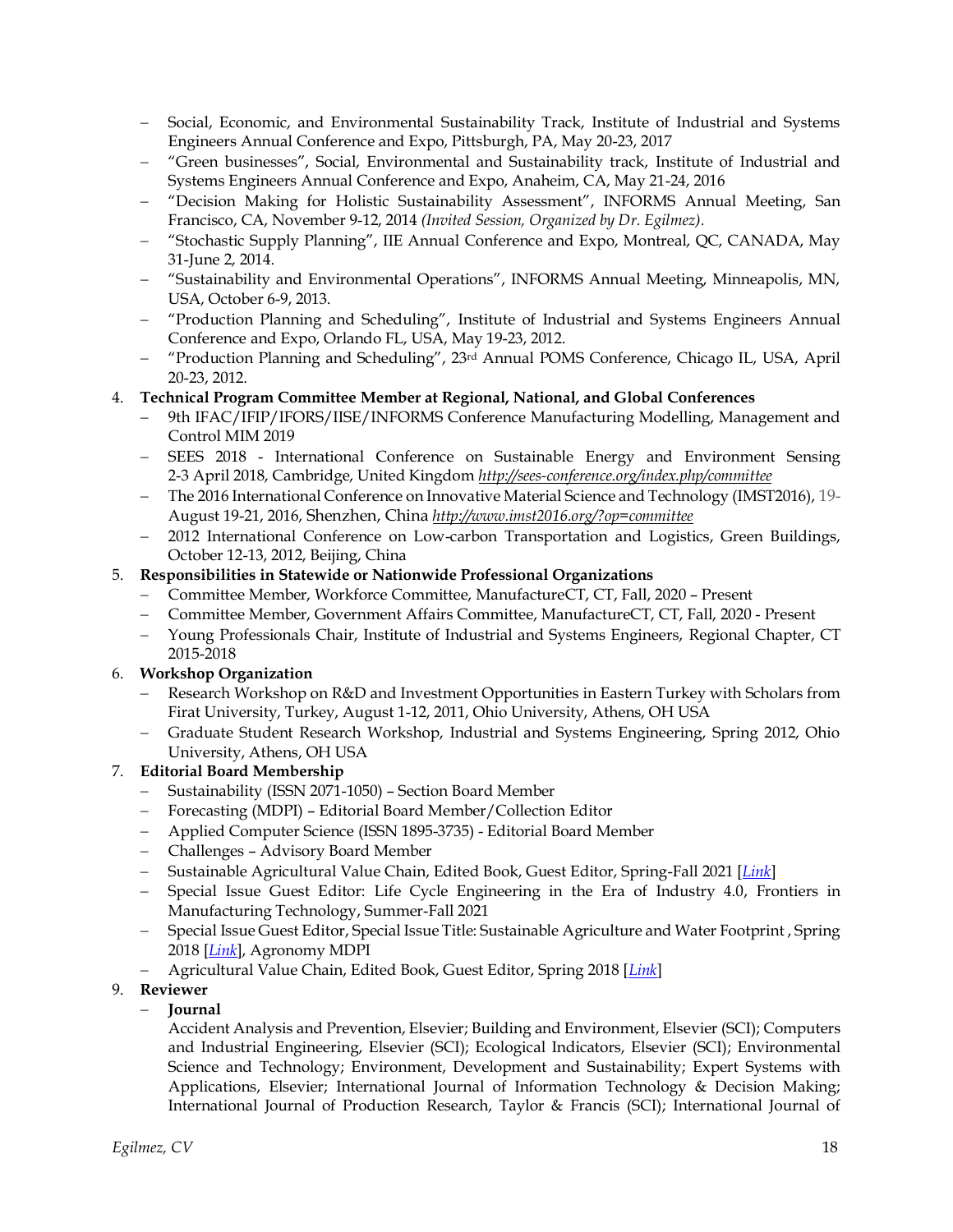- Social, Economic, and Environmental Sustainability Track, Institute of Industrial and Systems Engineers Annual Conference and Expo, Pittsburgh, PA, May 20-23, 2017
- "Green businesses", Social, Environmental and Sustainability track, Institute of Industrial and Systems Engineers Annual Conference and Expo, Anaheim, CA, May 21-24, 2016
- "Decision Making for Holistic Sustainability Assessment", INFORMS Annual Meeting, San Francisco, CA, November 9-12, 2014 *(Invited Session, Organized by Dr. Egilmez).*
- "Stochastic Supply Planning", IIE Annual Conference and Expo, Montreal, QC, CANADA, May 31-June 2, 2014.
- "Sustainability and Environmental Operations", INFORMS Annual Meeting, Minneapolis, MN, USA, October 6-9, 2013.
- "Production Planning and Scheduling", Institute of Industrial and Systems Engineers Annual Conference and Expo, Orlando FL, USA, May 19-23, 2012.
- "Production Planning and Scheduling", 23rd Annual POMS Conference, Chicago IL, USA, April 20-23, 2012.

4. **Technical Program Committee Member at Regional, National, and Global Conferences**
   - 9th IFAC/IFIP/IFORS/IISE/INFORMS Conference Manufacturing Modelling, Management and Control MIM 2019
   - SEES 2018 - International Conference on Sustainable Energy and Environment Sensing 2-3 April 2018, Cambridge, United Kingdom *http://sees-conference.org/index.php/committee*
   - The 2016 International Conference on Innovative Material Science and Technology (IMST2016), 19-August 19-21, 2016, Shenzhen, China *http://www.imst2016.org/?op=committee*
   - 2012 International Conference on Low-carbon Transportation and Logistics, Green Buildings, October 12-13, 2012, Beijing, China
5. **Responsibilities in Statewide or Nationwide Professional Organizations**
   - Committee Member, Workforce Committee, ManufactureCT, CT, Fall, 2020 – Present
   - Committee Member, Government Affairs Committee, ManufactureCT, CT, Fall, 2020 - Present
   - Young Professionals Chair, Institute of Industrial and Systems Engineers, Regional Chapter, CT 2015-2018
6. **Workshop Organization**
   - Research Workshop on R&D and Investment Opportunities in Eastern Turkey with Scholars from Firat University, Turkey, August 1-12, 2011, Ohio University, Athens, OH USA
   - Graduate Student Research Workshop, Industrial and Systems Engineering, Spring 2012, Ohio University, Athens, OH USA
7. **Editorial Board Membership**
   - Sustainability (ISSN 2071-1050) – Section Board Member
   - Forecasting (MDPI) – Editorial Board Member/Collection Editor
   - Applied Computer Science (ISSN 1895-3735) - Editorial Board Member
   - Challenges – Advisory Board Member
   - Sustainable Agricultural Value Chain, Edited Book, Guest Editor, Spring-Fall 2021 [*Link*]
   - Special Issue Guest Editor: Life Cycle Engineering in the Era of Industry 4.0, Frontiers in Manufacturing Technology, Summer-Fall 2021
   - Special Issue Guest Editor, Special Issue Title: Sustainable Agriculture and Water Footprint , Spring 2018 [*Link*], Agronomy MDPI
   - Agricultural Value Chain, Edited Book, Guest Editor, Spring 2018 [*Link*]
9. **Reviewer**
   - **Journal**

     Accident Analysis and Prevention, Elsevier; Building and Environment, Elsevier (SCI); Computers and Industrial Engineering, Elsevier (SCI); Ecological Indicators, Elsevier (SCI); Environmental Science and Technology; Environment, Development and Sustainability; Expert Systems with Applications, Elsevier; International Journal of Information Technology & Decision Making; International Journal of Production Research, Taylor & Francis (SCI); International Journal of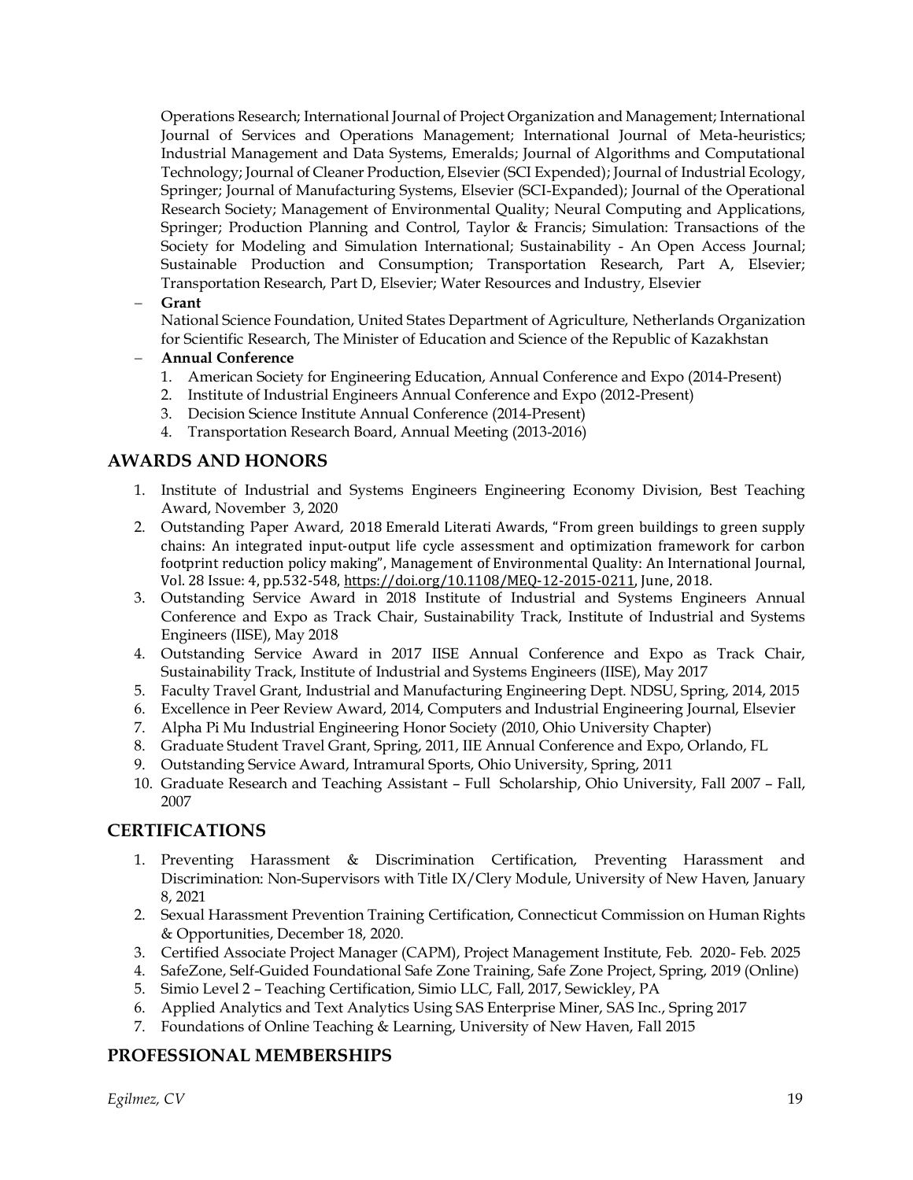Operations Research; International Journal of Project Organization and Management; International Journal of Services and Operations Management; International Journal of Meta-heuristics; Industrial Management and Data Systems, Emeralds; Journal of Algorithms and Computational Technology; Journal of Cleaner Production, Elsevier (SCI Expended); Journal of Industrial Ecology, Springer; Journal of Manufacturing Systems, Elsevier (SCI-Expanded); Journal of the Operational Research Society; Management of Environmental Quality; Neural Computing and Applications, Springer; Production Planning and Control, Taylor & Francis; Simulation: Transactions of the Society for Modeling and Simulation International; Sustainability - An Open Access Journal; Sustainable Production and Consumption; Transportation Research, Part A, Elsevier; Transportation Research, Part D, Elsevier; Water Resources and Industry, Elsevier

- **Grant**
  National Science Foundation, United States Department of Agriculture, Netherlands Organization for Scientific Research, The Minister of Education and Science of the Republic of Kazakhstan
- **Annual Conference**
  1. American Society for Engineering Education, Annual Conference and Expo (2014-Present)
  2. Institute of Industrial Engineers Annual Conference and Expo (2012-Present)
  3. Decision Science Institute Annual Conference (2014-Present)
  4. Transportation Research Board, Annual Meeting (2013-2016)

## AWARDS AND HONORS

1. Institute of Industrial and Systems Engineers Engineering Economy Division, Best Teaching Award, November 3, 2020
2. Outstanding Paper Award, 2018 Emerald Literati Awards, "From green buildings to green supply chains: An integrated input-output life cycle assessment and optimization framework for carbon footprint reduction policy making", Management of Environmental Quality: An International Journal, Vol. 28 Issue: 4, pp.532-548, https://doi.org/10.1108/MEQ-12-2015-0211, June, 2018.
3. Outstanding Service Award in 2018 Institute of Industrial and Systems Engineers Annual Conference and Expo as Track Chair, Sustainability Track, Institute of Industrial and Systems Engineers (IISE), May 2018
4. Outstanding Service Award in 2017 IISE Annual Conference and Expo as Track Chair, Sustainability Track, Institute of Industrial and Systems Engineers (IISE), May 2017
5. Faculty Travel Grant, Industrial and Manufacturing Engineering Dept. NDSU, Spring, 2014, 2015
6. Excellence in Peer Review Award, 2014, Computers and Industrial Engineering Journal, Elsevier
7. Alpha Pi Mu Industrial Engineering Honor Society (2010, Ohio University Chapter)
8. Graduate Student Travel Grant, Spring, 2011, IIE Annual Conference and Expo, Orlando, FL
9. Outstanding Service Award, Intramural Sports, Ohio University, Spring, 2011
10. Graduate Research and Teaching Assistant – Full Scholarship, Ohio University, Fall 2007 – Fall, 2007

## CERTIFICATIONS

1. Preventing Harassment & Discrimination Certification, Preventing Harassment and Discrimination: Non-Supervisors with Title IX/Clery Module, University of New Haven, January 8, 2021
2. Sexual Harassment Prevention Training Certification, Connecticut Commission on Human Rights & Opportunities, December 18, 2020.
3. Certified Associate Project Manager (CAPM), Project Management Institute, Feb. 2020- Feb. 2025
4. SafeZone, Self-Guided Foundational Safe Zone Training, Safe Zone Project, Spring, 2019 (Online)
5. Simio Level 2 – Teaching Certification, Simio LLC, Fall, 2017, Sewickley, PA
6. Applied Analytics and Text Analytics Using SAS Enterprise Miner, SAS Inc., Spring 2017
7. Foundations of Online Teaching & Learning, University of New Haven, Fall 2015

## PROFESSIONAL MEMBERSHIPS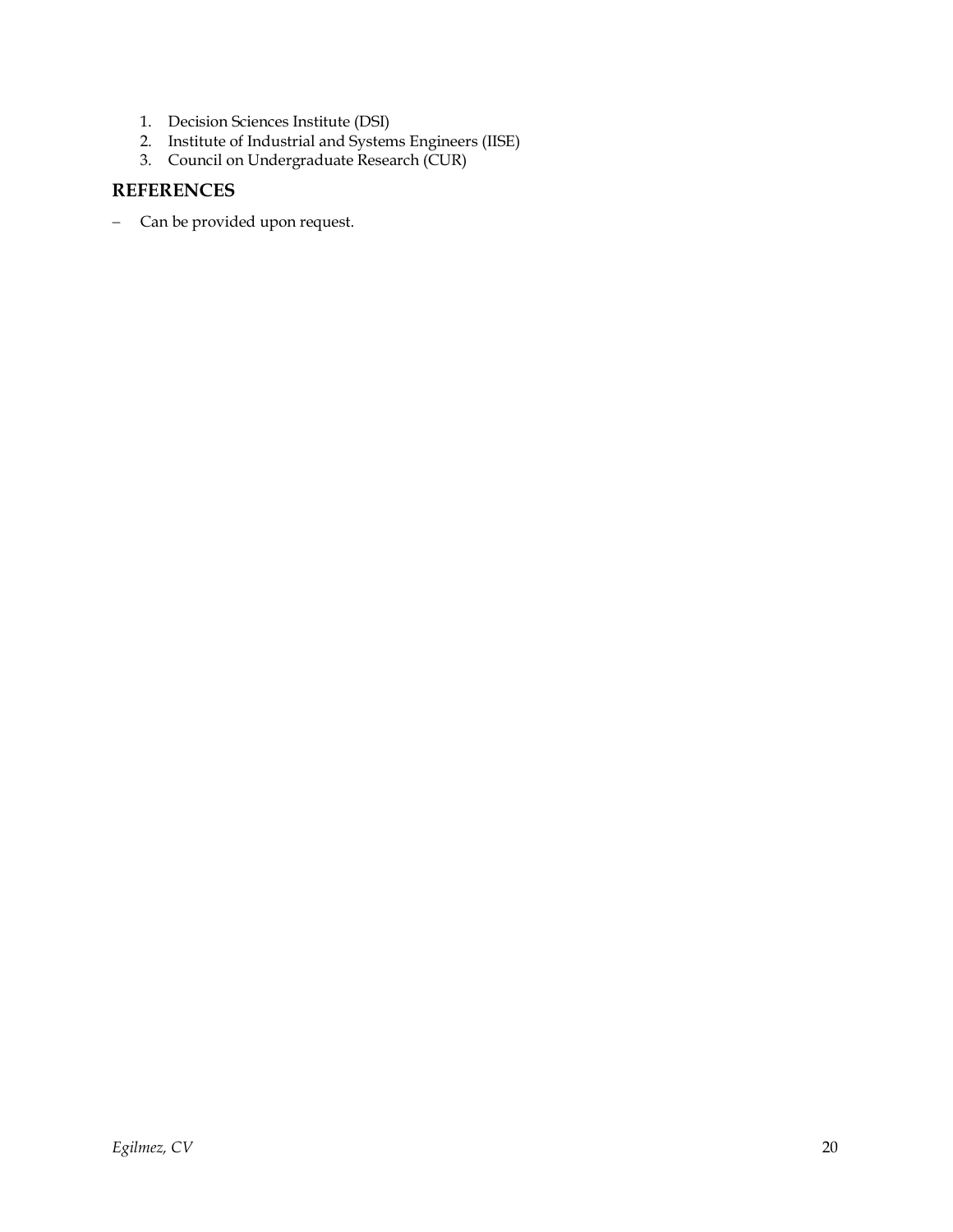1. Decision Sciences Institute (DSI)
2. Institute of Industrial and Systems Engineers (IISE)
3. Council on Undergraduate Research (CUR)

## REFERENCES

– Can be provided upon request.